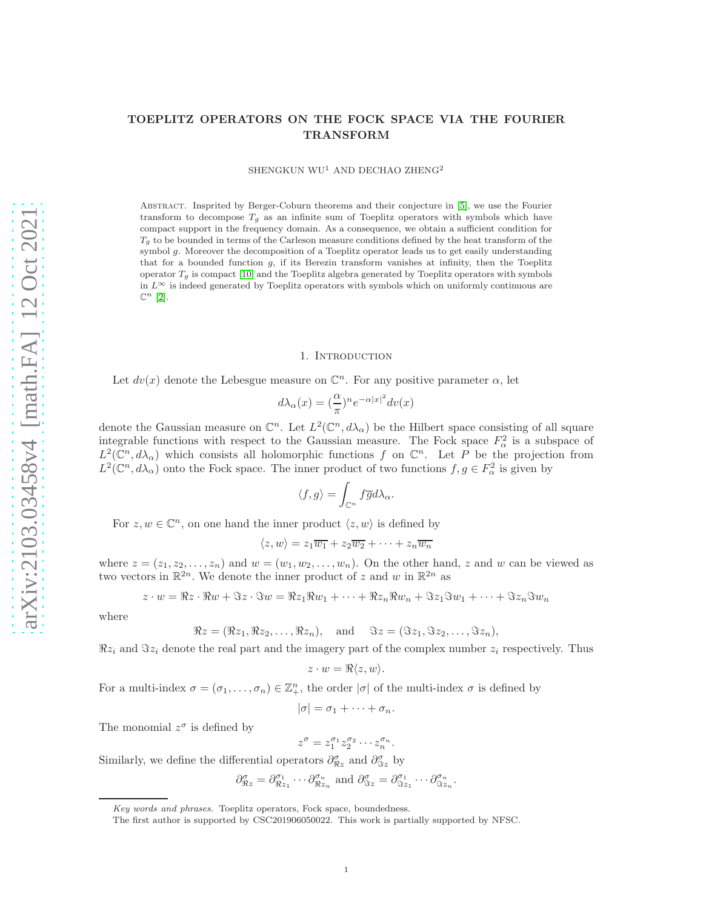# TOEPLITZ OPERATORS ON THE FOCK SPACE VIA THE FOURIER TRANSFORM

SHENGKUN WU[1] AND DECHAO ZHENG[2]

Abstract. Inspried by Berger-Coburn theorems and their conjecture in [5], we use the Fourier transform to decompose $T_g$ as an infinite sum of Toeplitz operators with symbols which have compact support in the frequency domain. As a consequence, we obtain a sufficient condition for $T_g$ to be bounded in terms of the Carleson measure conditions defined by the heat transform of the symbol $g$. Moreover the decomposition of a Toeplitz operator leads us to get easily understanding that for a bounded function $g$, if its Berezin transform vanishes at infinity, then the Toeplitz operator $T_g$ is compact [10] and the Toeplitz algebra generated by Toeplitz operators with symbols in $L^\infty$ is indeed generated by Toeplitz operators with symbols which on uniformly continuous are $\mathbb{C}^n$ [2].

## 1. Introduction

Let $dv(x)$ denote the Lebesgue measure on $\mathbb{C}^n$. For any positive parameter $\alpha$, let

$$d\lambda_\alpha(x) = (\frac{\alpha}{\pi})^n e^{-\alpha|x|^2} dv(x)$$

denote the Gaussian measure on $\mathbb{C}^n$. Let $L^2(\mathbb{C}^n, d\lambda_\alpha)$ be the Hilbert space consisting of all square integrable functions with respect to the Gaussian measure. The Fock space $F^2_\alpha$ is a subspace of $L^2(\mathbb{C}^n, d\lambda_\alpha)$ which consists all holomorphic functions $f$ on $\mathbb{C}^n$. Let $P$ be the projection from $L^2(\mathbb{C}^n, d\lambda_\alpha)$ onto the Fock space. The inner product of two functions $f, g \in F^2_\alpha$ is given by

$$\langle f, g\rangle = \int_{\mathbb{C}^n} f\overline{g} d\lambda_\alpha.$$

For $z, w \in \mathbb{C}^n$, on one hand the inner product $\langle z, w\rangle$ is defined by

$$\langle z, w\rangle = z_1\overline{w_1} + z_2\overline{w_2} + \cdots + z_n\overline{w_n}$$

where $z = (z_1, z_2, \ldots, z_n)$ and $w = (w_1, w_2, \ldots, w_n)$. On the other hand, $z$ and $w$ can be viewed as two vectors in $\mathbb{R}^{2n}$. We denote the inner product of $z$ and $w$ in $\mathbb{R}^{2n}$ as

$$z \cdot w = \Re z \cdot \Re w + \Im z \cdot \Im w = \Re z_1 \Re w_1 + \cdots + \Re z_n \Re w_n + \Im z_1 \Im w_1 + \cdots + \Im z_n \Im w_n$$

where

$$\Re z = (\Re z_1, \Re z_2, \ldots, \Re z_n), \quad \text{and} \quad \Im z = (\Im z_1, \Im z_2, \ldots, \Im z_n),$$

$\Re z_i$ and $\Im z_i$ denote the real part and the imagery part of the complex number $z_i$ respectively. Thus

$$z \cdot w = \Re\langle z, w\rangle.$$

For a multi-index $\sigma = (\sigma_1, \ldots, \sigma_n) \in \mathbb{Z}^n_+$, the order $|\sigma|$ of the multi-index $\sigma$ is defined by

$$|\sigma| = \sigma_1 + \cdots + \sigma_n.$$

The monomial $z^\sigma$ is defined by

$$z^\sigma = z_1^{\sigma_1} z_2^{\sigma_2} \cdots z_n^{\sigma_n}.$$

Similarly, we define the differential operators $\partial^\sigma_{\Re z}$ and $\partial^\sigma_{\Im z}$ by

$$\partial^\sigma_{\Re z} = \partial^{\sigma_1}_{\Re z_1} \cdots \partial^{\sigma_n}_{\Re z_n} \text{ and } \partial^\sigma_{\Im z} = \partial^{\sigma_1}_{\Im z_1} \cdots \partial^{\sigma_n}_{\Im z_n}.$$

*Key words and phrases.* Toeplitz operators, Fock space, boundedness.

The first author is supported by CSC201906050022. This work is partially supported by NFSC.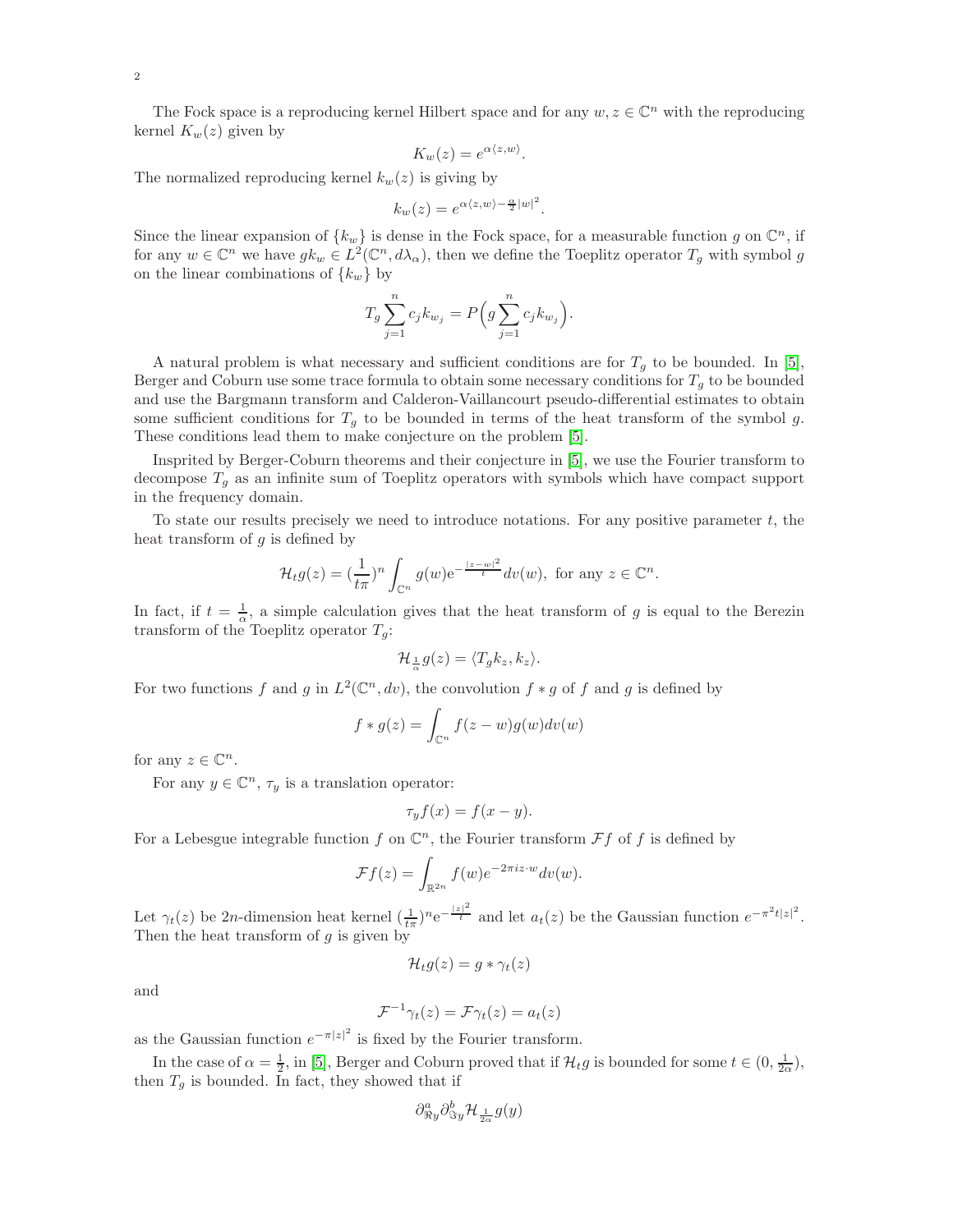The Fock space is a reproducing kernel Hilbert space and for any $w, z \in \mathbb{C}^n$ with the reproducing kernel $K_w(z)$ given by

$$K_w(z) = e^{\alpha \langle z, w \rangle}.$$

The normalized reproducing kernel $k_w(z)$ is giving by

$$k_w(z) = e^{\alpha \langle z, w \rangle - \frac{\alpha}{2}|w|^2}.$$

Since the linear expansion of $\{k_w\}$ is dense in the Fock space, for a measurable function $g$ on $\mathbb{C}^n$, if for any $w \in \mathbb{C}^n$ we have $gk_w \in L^2(\mathbb{C}^n, d\lambda_\alpha)$, then we define the Toeplitz operator $T_g$ with symbol $g$ on the linear combinations of $\{k_w\}$ by

$$T_g \sum_{j=1}^n c_j k_{w_j} = P\Big(g \sum_{j=1}^n c_j k_{w_j}\Big).$$

A natural problem is what necessary and sufficient conditions are for $T_g$ to be bounded. In [5], Berger and Coburn use some trace formula to obtain some necessary conditions for $T_g$ to be bounded and use the Bargmann transform and Calderon-Vaillancourt pseudo-differential estimates to obtain some sufficient conditions for $T_g$ to be bounded in terms of the heat transform of the symbol $g$. These conditions lead them to make conjecture on the problem [5].

Insprited by Berger-Coburn theorems and their conjecture in [5], we use the Fourier transform to decompose $T_g$ as an infinite sum of Toeplitz operators with symbols which have compact support in the frequency domain.

To state our results precisely we need to introduce notations. For any positive parameter $t$, the heat transform of $g$ is defined by

$$\mathcal{H}_t g(z) = (\frac{1}{t\pi})^n \int_{\mathbb{C}^n} g(w) e^{-\frac{|z-w|^2}{t}} dv(w), \text{ for any } z \in \mathbb{C}^n.$$

In fact, if $t = \frac{1}{\alpha}$, a simple calculation gives that the heat transform of $g$ is equal to the Berezin transform of the Toeplitz operator $T_g$:

$$\mathcal{H}_{\frac{1}{\alpha}} g(z) = \langle T_g k_z, k_z \rangle.$$

For two functions $f$ and $g$ in $L^2(\mathbb{C}^n, dv)$, the convolution $f * g$ of $f$ and $g$ is defined by

$$f * g(z) = \int_{\mathbb{C}^n} f(z-w) g(w) dv(w)$$

for any $z \in \mathbb{C}^n$.

For any $y \in \mathbb{C}^n$, $\tau_y$ is a translation operator:

$$\tau_y f(x) = f(x-y).$$

For a Lebesgue integrable function $f$ on $\mathbb{C}^n$, the Fourier transform $\mathcal{F}f$ of $f$ is defined by

$$\mathcal{F}f(z) = \int_{\mathbb{R}^{2n}} f(w) e^{-2\pi i z \cdot w} dv(w).$$

Let $\gamma_t(z)$ be $2n$-dimension heat kernel $(\frac{1}{t\pi})^n e^{-\frac{|z|^2}{t}}$ and let $a_t(z)$ be the Gaussian function $e^{-\pi^2 t|z|^2}$. Then the heat transform of $g$ is given by

$$\mathcal{H}_t g(z) = g * \gamma_t(z)$$

and

$$\mathcal{F}^{-1}\gamma_t(z) = \mathcal{F}\gamma_t(z) = a_t(z)$$

as the Gaussian function $e^{-\pi|z|^2}$ is fixed by the Fourier transform.

In the case of $\alpha = \frac{1}{2}$, in [5], Berger and Coburn proved that if $\mathcal{H}_t g$ is bounded for some $t \in (0, \frac{1}{2\alpha})$, then $T_g$ is bounded. In fact, they showed that if

$$\partial^a_{\Re y} \partial^b_{\Im y} \mathcal{H}_{\frac{1}{2\alpha}} g(y)$$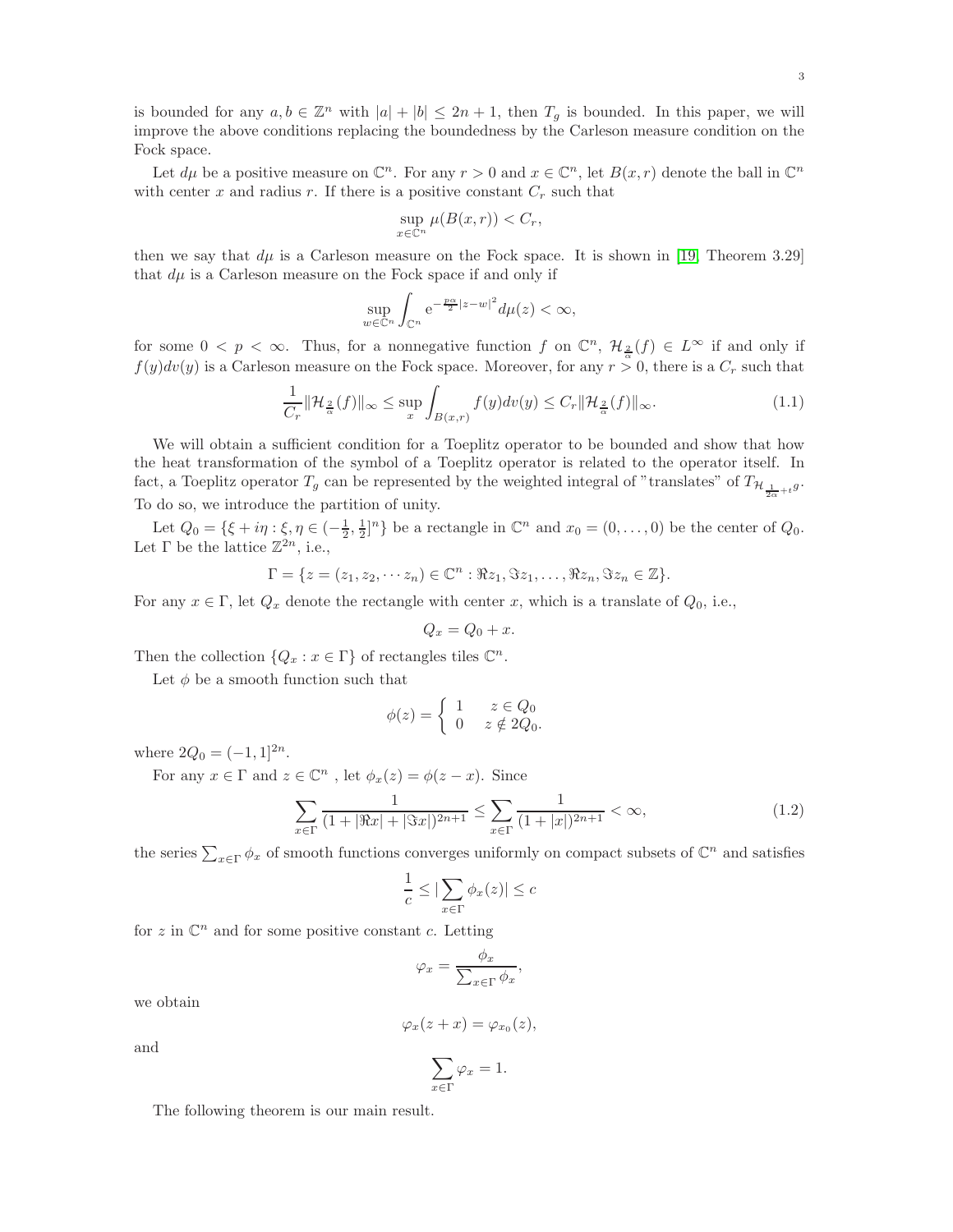is bounded for any $a, b \in \mathbb{Z}^n$ with $|a| + |b| \leq 2n + 1$, then $T_g$ is bounded. In this paper, we will improve the above conditions replacing the boundedness by the Carleson measure condition on the Fock space.

Let $d\mu$ be a positive measure on $\mathbb{C}^n$. For any $r > 0$ and $x \in \mathbb{C}^n$, let $B(x, r)$ denote the ball in $\mathbb{C}^n$ with center $x$ and radius $r$. If there is a positive constant $C_r$ such that

$$\sup_{x \in \mathbb{C}^n} \mu(B(x, r)) < C_r,$$

then we say that $d\mu$ is a Carleson measure on the Fock space. It is shown in [19, Theorem 3.29] that $d\mu$ is a Carleson measure on the Fock space if and only if

$$\sup_{w \in \mathbb{C}^n} \int_{\mathbb{C}^n} \mathrm{e}^{-\frac{p\alpha}{2}|z-w|^2} d\mu(z) < \infty,$$

for some $0 < p < \infty$. Thus, for a nonnegative function $f$ on $\mathbb{C}^n$, $\mathcal{H}_{\frac{2}{\alpha}}(f) \in L^\infty$ if and only if $f(y)dv(y)$ is a Carleson measure on the Fock space. Moreover, for any $r > 0$, there is a $C_r$ such that

$$\frac{1}{C_r} \|\mathcal{H}_{\frac{2}{\alpha}}(f)\|_\infty \leq \sup_x \int_{B(x,r)} f(y) dv(y) \leq C_r \|\mathcal{H}_{\frac{2}{\alpha}}(f)\|_\infty. \tag{1.1}$$

We will obtain a sufficient condition for a Toeplitz operator to be bounded and show that how the heat transformation of the symbol of a Toeplitz operator is related to the operator itself. In fact, a Toeplitz operator $T_g$ can be represented by the weighted integral of "translates" of $T_{\mathcal{H}_{\frac{1}{2\alpha}+t} g}$. To do so, we introduce the partition of unity.

Let $Q_0 = \{\xi + i\eta : \xi, \eta \in (-\frac{1}{2}, \frac{1}{2}]^n\}$ be a rectangle in $\mathbb{C}^n$ and $x_0 = (0, \dots, 0)$ be the center of $Q_0$. Let $\Gamma$ be the lattice $\mathbb{Z}^{2n}$, i.e.,

$$\Gamma = \{z = (z_1, z_2, \cdots z_n) \in \mathbb{C}^n : \Re z_1, \Im z_1, \dots, \Re z_n, \Im z_n \in \mathbb{Z}\}.$$

For any $x \in \Gamma$, let $Q_x$ denote the rectangle with center $x$, which is a translate of $Q_0$, i.e.,

$$Q_x = Q_0 + x.$$

Then the collection $\{Q_x : x \in \Gamma\}$ of rectangles tiles $\mathbb{C}^n$.

Let $\phi$ be a smooth function such that

$$\phi(z) = \begin{cases} 1 & z \in Q_0 \\ 0 & z \notin 2Q_0. \end{cases}$$

where $2Q_0 = (-1, 1]^{2n}$.

For any $x \in \Gamma$ and $z \in \mathbb{C}^n$ , let $\phi_x(z) = \phi(z - x)$. Since

$$\sum_{x \in \Gamma} \frac{1}{(1 + |\Re x| + |\Im x|)^{2n+1}} \leq \sum_{x \in \Gamma} \frac{1}{(1 + |x|)^{2n+1}} < \infty, \tag{1.2}$$

the series $\sum_{x \in \Gamma} \phi_x$ of smooth functions converges uniformly on compact subsets of $\mathbb{C}^n$ and satisfies

$$\frac{1}{c} \leq |\sum_{x \in \Gamma} \phi_x(z)| \leq c$$

for $z$ in $\mathbb{C}^n$ and for some positive constant $c$. Letting

$$\varphi_x = \frac{\phi_x}{\sum_{x \in \Gamma} \phi_x},$$

we obtain

$$\varphi_x(z + x) = \varphi_{x_0}(z),$$

and

$$\sum_{x \in \Gamma} \varphi_x = 1.$$

The following theorem is our main result.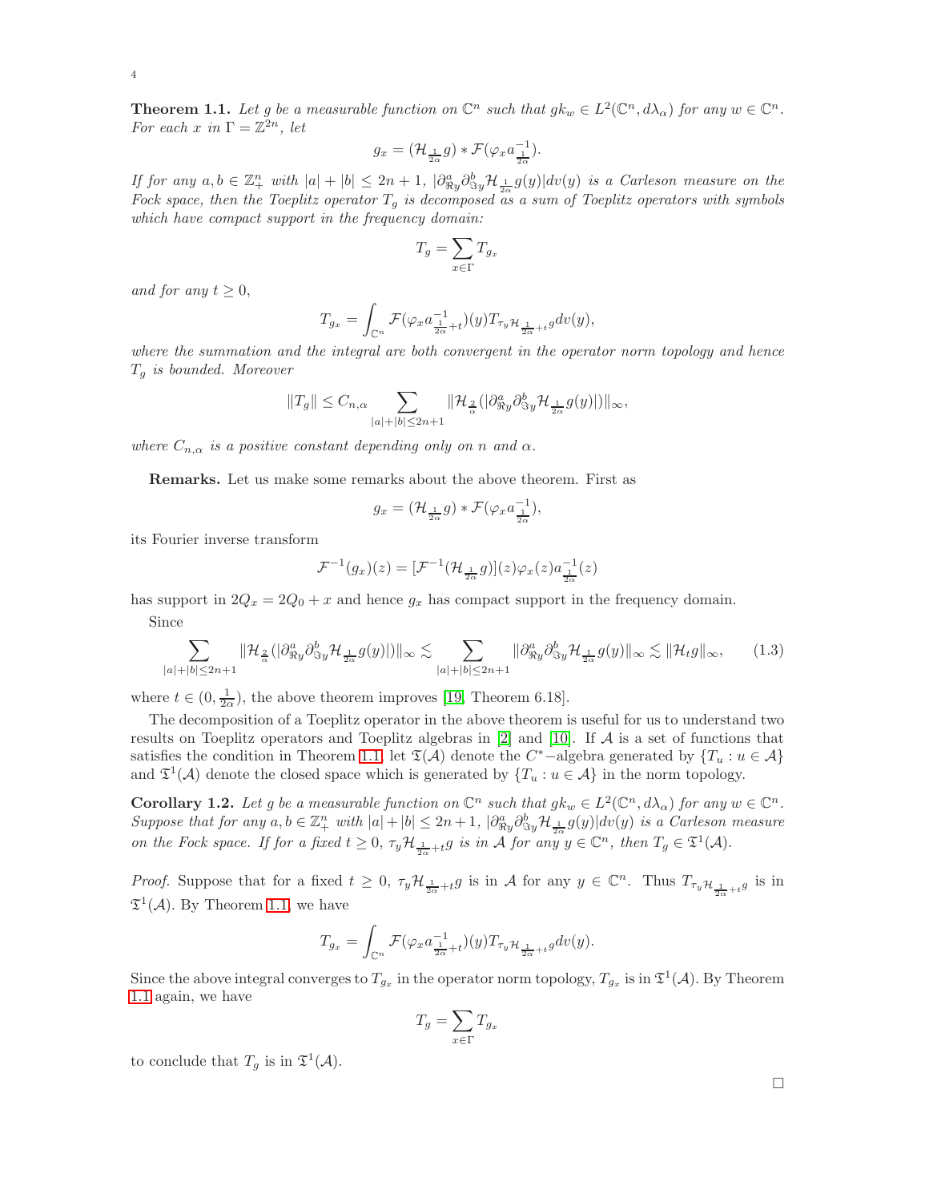**Theorem 1.1.** *Let $g$ be a measurable function on $\mathbb{C}^n$ such that $gk_w \in L^2(\mathbb{C}^n, d\lambda_\alpha)$ for any $w \in \mathbb{C}^n$. For each $x$ in $\Gamma = \mathbb{Z}^{2n}$, let*

$$g_x = (\mathcal{H}_{\frac{1}{2\alpha}} g) * \mathcal{F}(\varphi_x a^{-1}_{\frac{1}{2\alpha}}).$$

*If for any $a, b \in \mathbb{Z}^n_+$ with $|a| + |b| \leq 2n+1$, $|\partial^a_{\Re y} \partial^b_{\Im y} \mathcal{H}_{\frac{1}{2\alpha}} g(y)| dv(y)$ is a Carleson measure on the Fock space, then the Toeplitz operator $T_g$ is decomposed as a sum of Toeplitz operators with symbols which have compact support in the frequency domain:*

$$T_g = \sum_{x \in \Gamma} T_{g_x}$$

*and for any $t \geq 0$,*

$$T_{g_x} = \int_{\mathbb{C}^n} \mathcal{F}(\varphi_x a^{-1}_{\frac{1}{2\alpha}+t})(y) T_{\tau_y \mathcal{H}_{\frac{1}{2\alpha}+t} g} dv(y),$$

*where the summation and the integral are both convergent in the operator norm topology and hence $T_g$ is bounded. Moreover*

$$\|T_g\| \leq C_{n,\alpha} \sum_{|a|+|b| \leq 2n+1} \|\mathcal{H}_{\frac{2}{\alpha}}(|\partial^a_{\Re y} \partial^b_{\Im y} \mathcal{H}_{\frac{1}{2\alpha}} g(y)|)\|_\infty,$$

*where $C_{n,\alpha}$ is a positive constant depending only on $n$ and $\alpha$.*

**Remarks.** Let us make some remarks about the above theorem. First as

$$g_x = (\mathcal{H}_{\frac{1}{2\alpha}} g) * \mathcal{F}(\varphi_x a^{-1}_{\frac{1}{2\alpha}}),$$

its Fourier inverse transform

$$\mathcal{F}^{-1}(g_x)(z) = [\mathcal{F}^{-1}(\mathcal{H}_{\frac{1}{2\alpha}} g)](z) \varphi_x(z) a^{-1}_{\frac{1}{2\alpha}}(z)$$

has support in $2Q_x = 2Q_0 + x$ and hence $g_x$ has compact support in the frequency domain.

Since

$$\sum_{|a|+|b| \leq 2n+1} \|\mathcal{H}_{\frac{2}{\alpha}}(|\partial^a_{\Re y} \partial^b_{\Im y} \mathcal{H}_{\frac{1}{2\alpha}} g(y)|)\|_\infty \lesssim \sum_{|a|+|b| \leq 2n+1} \|\partial^a_{\Re y} \partial^b_{\Im y} \mathcal{H}_{\frac{1}{2\alpha}} g(y)\|_\infty \lesssim \|\mathcal{H}_t g\|_\infty, \qquad (1.3)$$

where $t \in (0, \frac{1}{2\alpha})$, the above theorem improves [19, Theorem 6.18].

The decomposition of a Toeplitz operator in the above theorem is useful for us to understand two results on Toeplitz operators and Toeplitz algebras in [2] and [10]. If $\mathcal{A}$ is a set of functions that satisfies the condition in Theorem 1.1, let $\mathfrak{T}(\mathcal{A})$ denote the $C^*$−algebra generated by $\{T_u : u \in \mathcal{A}\}$ and $\mathfrak{T}^1(\mathcal{A})$ denote the closed space which is generated by $\{T_u : u \in \mathcal{A}\}$ in the norm topology.

**Corollary 1.2.** *Let $g$ be a measurable function on $\mathbb{C}^n$ such that $gk_w \in L^2(\mathbb{C}^n, d\lambda_\alpha)$ for any $w \in \mathbb{C}^n$. Suppose that for any $a, b \in \mathbb{Z}^n_+$ with $|a| + |b| \leq 2n+1$, $|\partial^a_{\Re y} \partial^b_{\Im y} \mathcal{H}_{\frac{1}{2\alpha}} g(y)| dv(y)$ is a Carleson measure on the Fock space. If for a fixed $t \geq 0$, $\tau_y \mathcal{H}_{\frac{1}{2\alpha}+t} g$ is in $\mathcal{A}$ for any $y \in \mathbb{C}^n$, then $T_g \in \mathfrak{T}^1(\mathcal{A})$.*

*Proof.* Suppose that for a fixed $t \geq 0$, $\tau_y \mathcal{H}_{\frac{1}{2\alpha}+t} g$ is in $\mathcal{A}$ for any $y \in \mathbb{C}^n$. Thus $T_{\tau_y \mathcal{H}_{\frac{1}{2\alpha}+t} g}$ is in $\mathfrak{T}^1(\mathcal{A})$. By Theorem 1.1, we have

$$T_{g_x} = \int_{\mathbb{C}^n} \mathcal{F}(\varphi_x a^{-1}_{\frac{1}{2\alpha}+t})(y) T_{\tau_y \mathcal{H}_{\frac{1}{2\alpha}+t} g} dv(y).$$

Since the above integral converges to $T_{g_x}$ in the operator norm topology, $T_{g_x}$ is in $\mathfrak{T}^1(\mathcal{A})$. By Theorem 1.1 again, we have

$$T_g = \sum_{x \in \Gamma} T_{g_x}$$

to conclude that $T_g$ is in $\mathfrak{T}^1(\mathcal{A})$.

□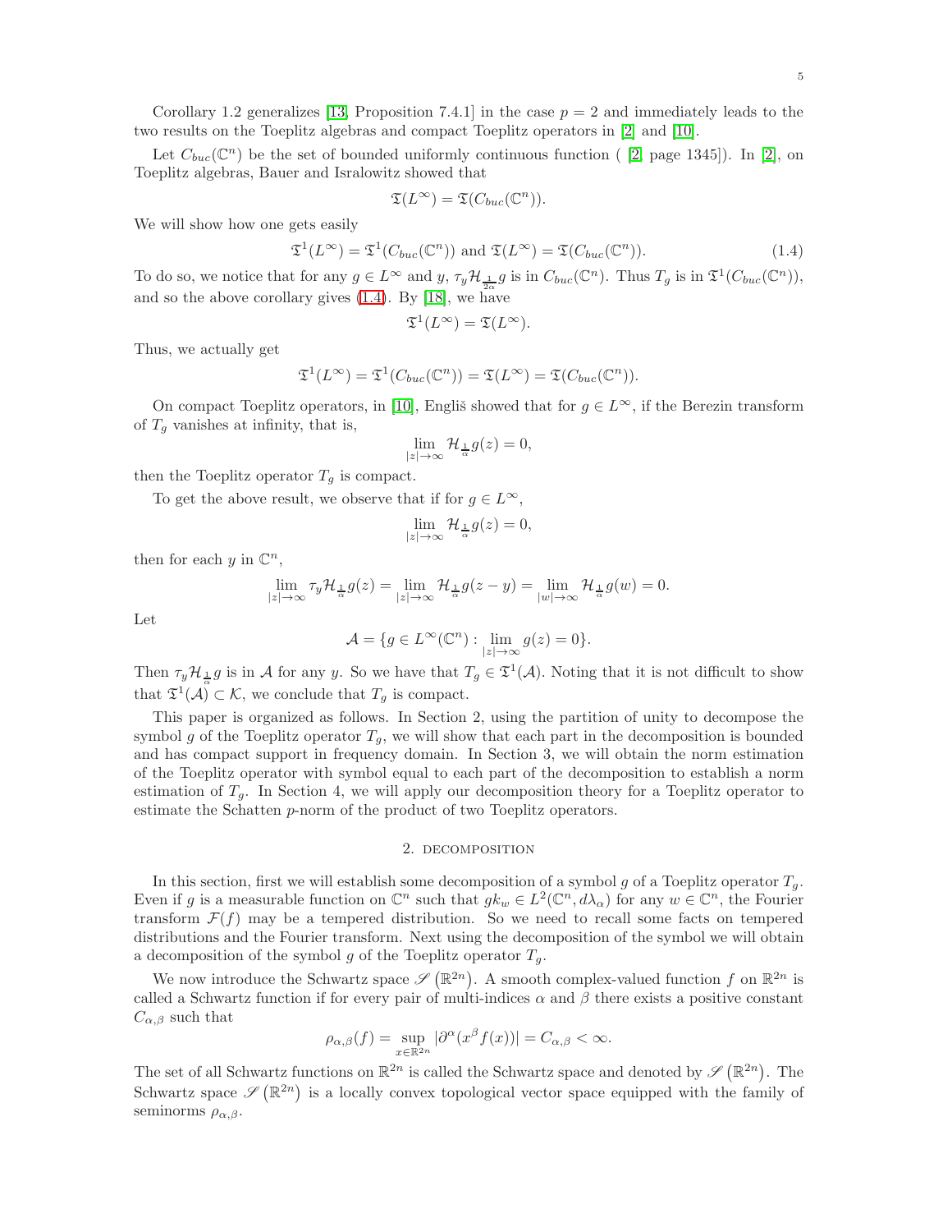Corollary 1.2 generalizes [13, Proposition 7.4.1] in the case $p = 2$ and immediately leads to the two results on the Toeplitz algebras and compact Toeplitz operators in [2] and [10].

Let $C_{buc}(\mathbb{C}^n)$ be the set of bounded uniformly continuous function ( [2, page 1345]). In [2], on Toeplitz algebras, Bauer and Isralowitz showed that

$$\mathfrak{T}(L^\infty) = \mathfrak{T}(C_{buc}(\mathbb{C}^n)).$$

We will show how one gets easily

$$\mathfrak{T}^1(L^\infty) = \mathfrak{T}^1(C_{buc}(\mathbb{C}^n)) \text{ and } \mathfrak{T}(L^\infty) = \mathfrak{T}(C_{buc}(\mathbb{C}^n)). \tag{1.4}$$

To do so, we notice that for any $g \in L^\infty$ and $y$, $\tau_y \mathcal{H}_{\frac{1}{2\alpha}} g$ is in $C_{buc}(\mathbb{C}^n)$. Thus $T_g$ is in $\mathfrak{T}^1(C_{buc}(\mathbb{C}^n))$, and so the above corollary gives (1.4). By [18], we have

$$\mathfrak{T}^1(L^\infty) = \mathfrak{T}(L^\infty).$$

Thus, we actually get

$$\mathfrak{T}^1(L^\infty) = \mathfrak{T}^1(C_{buc}(\mathbb{C}^n)) = \mathfrak{T}(L^\infty) = \mathfrak{T}(C_{buc}(\mathbb{C}^n)).$$

On compact Toeplitz operators, in [10], Engliš showed that for $g \in L^\infty$, if the Berezin transform of $T_g$ vanishes at infinity, that is,

$$\lim_{|z|\to\infty} \mathcal{H}_{\frac{1}{\alpha}} g(z) = 0,$$

then the Toeplitz operator $T_g$ is compact.

To get the above result, we observe that if for $g \in L^\infty$,

$$\lim_{|z|\to\infty} \mathcal{H}_{\frac{1}{\alpha}} g(z) = 0,$$

then for each $y$ in $\mathbb{C}^n$,

$$\lim_{|z|\to\infty} \tau_y \mathcal{H}_{\frac{1}{\alpha}} g(z) = \lim_{|z|\to\infty} \mathcal{H}_{\frac{1}{\alpha}} g(z-y) = \lim_{|w|\to\infty} \mathcal{H}_{\frac{1}{\alpha}} g(w) = 0.$$

Let

$$\mathcal{A} = \{g \in L^\infty(\mathbb{C}^n) : \lim_{|z|\to\infty} g(z) = 0\}.$$

Then $\tau_y \mathcal{H}_{\frac{1}{\alpha}} g$ is in $\mathcal{A}$ for any $y$. So we have that $T_g \in \mathfrak{T}^1(\mathcal{A})$. Noting that it is not difficult to show that $\mathfrak{T}^1(\mathcal{A}) \subset \mathcal{K}$, we conclude that $T_g$ is compact.

This paper is organized as follows. In Section 2, using the partition of unity to decompose the symbol $g$ of the Toeplitz operator $T_g$, we will show that each part in the decomposition is bounded and has compact support in frequency domain. In Section 3, we will obtain the norm estimation of the Toeplitz operator with symbol equal to each part of the decomposition to establish a norm estimation of $T_g$. In Section 4, we will apply our decomposition theory for a Toeplitz operator to estimate the Schatten $p$-norm of the product of two Toeplitz operators.

## 2. Decomposition

In this section, first we will establish some decomposition of a symbol $g$ of a Toeplitz operator $T_g$. Even if $g$ is a measurable function on $\mathbb{C}^n$ such that $gk_w \in L^2(\mathbb{C}^n, d\lambda_\alpha)$ for any $w \in \mathbb{C}^n$, the Fourier transform $\mathcal{F}(f)$ may be a tempered distribution. So we need to recall some facts on tempered distributions and the Fourier transform. Next using the decomposition of the symbol we will obtain a decomposition of the symbol $g$ of the Toeplitz operator $T_g$.

We now introduce the Schwartz space $\mathscr{S}\left(\mathbb{R}^{2n}\right)$. A smooth complex-valued function $f$ on $\mathbb{R}^{2n}$ is called a Schwartz function if for every pair of multi-indices $\alpha$ and $\beta$ there exists a positive constant $C_{\alpha,\beta}$ such that

$$\rho_{\alpha,\beta}(f) = \sup_{x\in\mathbb{R}^{2n}} |\partial^\alpha (x^\beta f(x))| = C_{\alpha,\beta} < \infty.$$

The set of all Schwartz functions on $\mathbb{R}^{2n}$ is called the Schwartz space and denoted by $\mathscr{S}\left(\mathbb{R}^{2n}\right)$. The Schwartz space $\mathscr{S}\left(\mathbb{R}^{2n}\right)$ is a locally convex topological vector space equipped with the family of seminorms $\rho_{\alpha,\beta}$.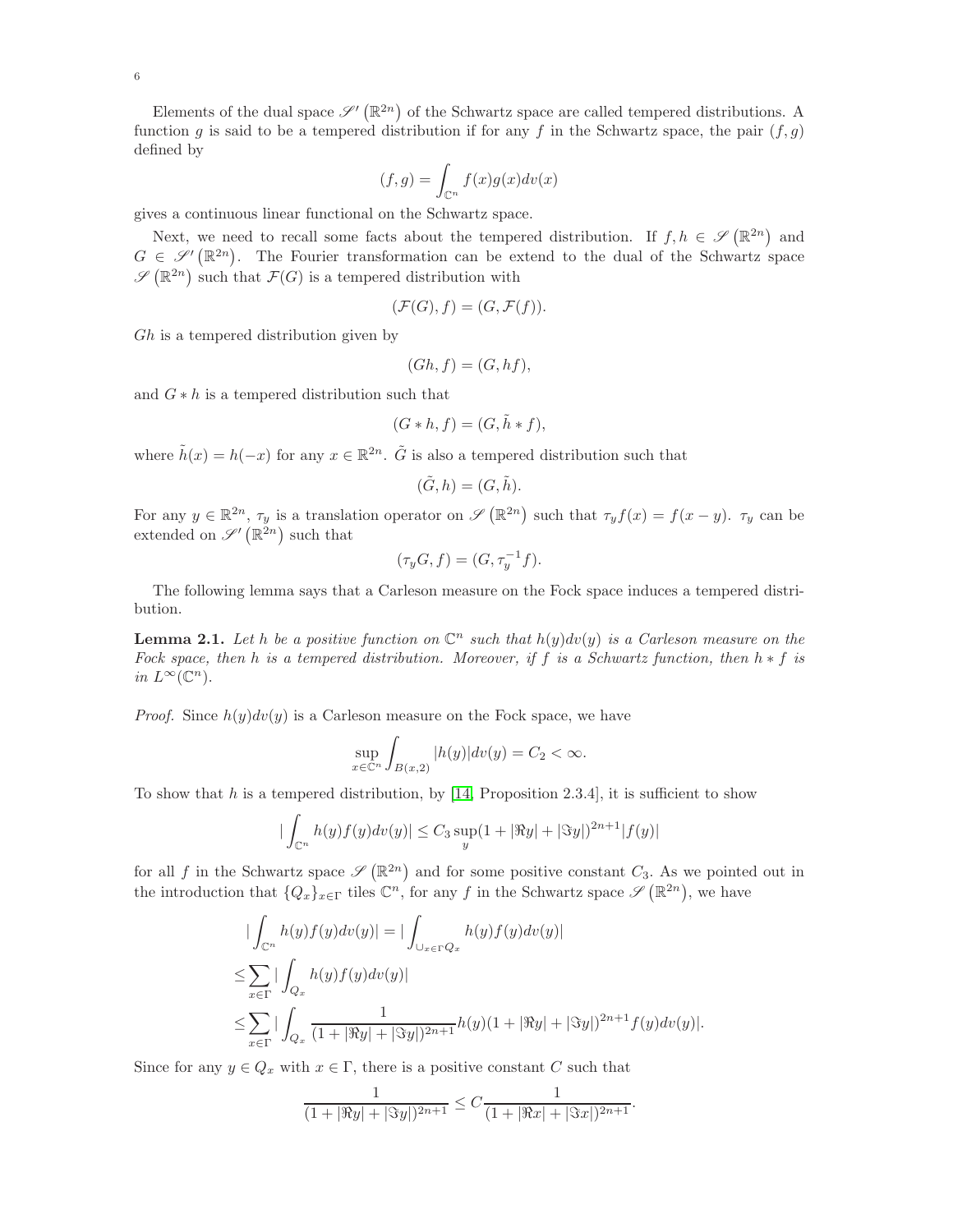Elements of the dual space $\mathscr{S}'(\mathbb{R}^{2n})$ of the Schwartz space are called tempered distributions. A function $g$ is said to be a tempered distribution if for any $f$ in the Schwartz space, the pair $(f, g)$ defined by

$$(f, g) = \int_{\mathbb{C}^n} f(x)g(x)dv(x)$$

gives a continuous linear functional on the Schwartz space.

Next, we need to recall some facts about the tempered distribution. If $f, h \in \mathscr{S}(\mathbb{R}^{2n})$ and $G \in \mathscr{S}'(\mathbb{R}^{2n})$. The Fourier transformation can be extend to the dual of the Schwartz space $\mathscr{S}(\mathbb{R}^{2n})$ such that $\mathcal{F}(G)$ is a tempered distribution with

$$(\mathcal{F}(G), f) = (G, \mathcal{F}(f)).$$

$Gh$ is a tempered distribution given by

$$(Gh, f) = (G, hf),$$

and $G * h$ is a tempered distribution such that

$$(G * h, f) = (G, \tilde{h} * f),$$

where $\tilde{h}(x) = h(-x)$ for any $x \in \mathbb{R}^{2n}$. $\tilde{G}$ is also a tempered distribution such that

$$(\tilde{G}, h) = (G, \tilde{h}).$$

For any $y \in \mathbb{R}^{2n}$, $\tau_y$ is a translation operator on $\mathscr{S}(\mathbb{R}^{2n})$ such that $\tau_y f(x) = f(x - y)$. $\tau_y$ can be extended on $\mathscr{S}'(\mathbb{R}^{2n})$ such that

$$(\tau_y G, f) = (G, \tau_y^{-1} f).$$

The following lemma says that a Carleson measure on the Fock space induces a tempered distribution.

**Lemma 2.1.** *Let $h$ be a positive function on $\mathbb{C}^n$ such that $h(y)dv(y)$ is a Carleson measure on the Fock space, then $h$ is a tempered distribution. Moreover, if $f$ is a Schwartz function, then $h * f$ is in $L^\infty(\mathbb{C}^n)$.*

*Proof.* Since $h(y)dv(y)$ is a Carleson measure on the Fock space, we have

$$\sup_{x \in \mathbb{C}^n} \int_{B(x,2)} |h(y)|dv(y) = C_2 < \infty.$$

To show that $h$ is a tempered distribution, by [14, Proposition 2.3.4], it is sufficient to show

$$|\int_{\mathbb{C}^n} h(y)f(y)dv(y)| \leq C_3 \sup_y (1 + |\Re y| + |\Im y|)^{2n+1}|f(y)|$$

for all $f$ in the Schwartz space $\mathscr{S}(\mathbb{R}^{2n})$ and for some positive constant $C_3$. As we pointed out in the introduction that $\{Q_x\}_{x\in\Gamma}$ tiles $\mathbb{C}^n$, for any $f$ in the Schwartz space $\mathscr{S}(\mathbb{R}^{2n})$, we have

$$\begin{aligned}
&|\int_{\mathbb{C}^n} h(y)f(y)dv(y)| = |\int_{\cup_{x\in\Gamma} Q_x} h(y)f(y)dv(y)| \\
\leq &\sum_{x\in\Gamma} |\int_{Q_x} h(y)f(y)dv(y)| \\
\leq &\sum_{x\in\Gamma} |\int_{Q_x} \frac{1}{(1 + |\Re y| + |\Im y|)^{2n+1}} h(y)(1 + |\Re y| + |\Im y|)^{2n+1} f(y)dv(y)|.
\end{aligned}$$

Since for any $y \in Q_x$ with $x \in \Gamma$, there is a positive constant $C$ such that

$$\frac{1}{(1 + |\Re y| + |\Im y|)^{2n+1}} \leq C \frac{1}{(1 + |\Re x| + |\Im x|)^{2n+1}}.$$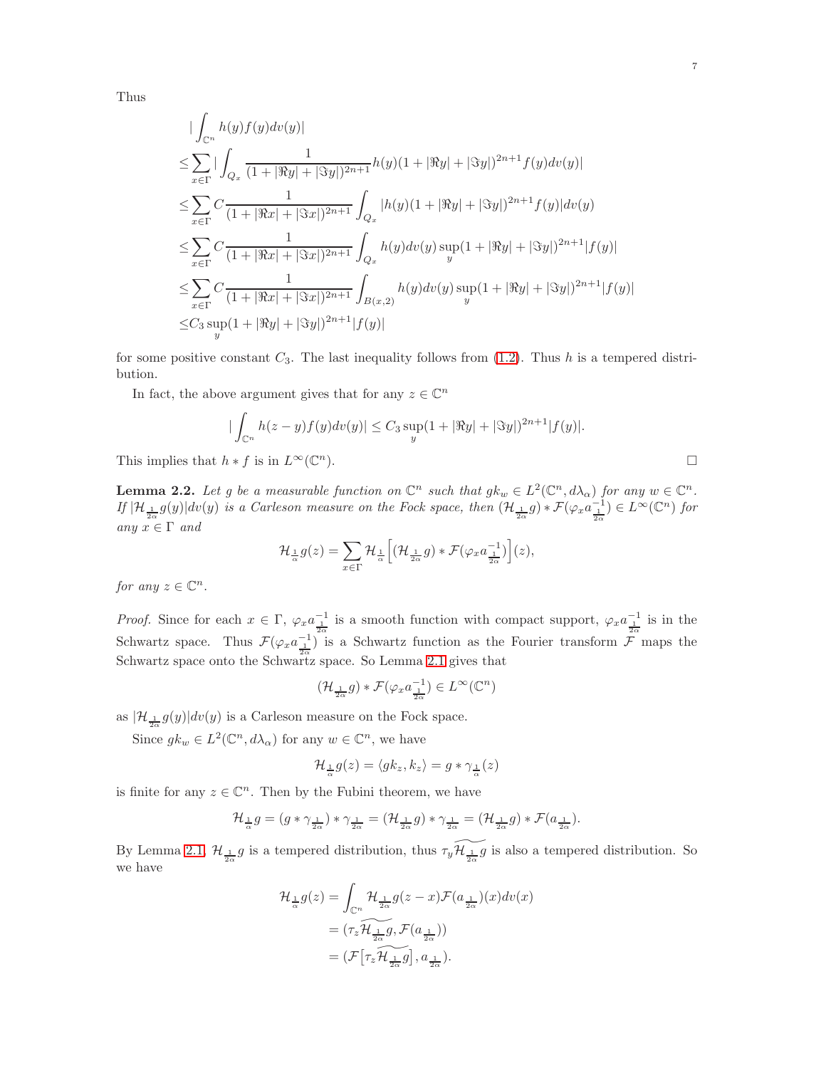Thus

$$
\begin{aligned}
&|\int_{\mathbb{C}^n} h(y)f(y)dv(y)| \\
\leq &\sum_{x\in\Gamma} |\int_{Q_x} \frac{1}{(1+|\Re y|+|\Im y|)^{2n+1}} h(y)(1+|\Re y|+|\Im y|)^{2n+1} f(y)dv(y)| \\
\leq &\sum_{x\in\Gamma} C\frac{1}{(1+|\Re x|+|\Im x|)^{2n+1}} \int_{Q_x} |h(y)(1+|\Re y|+|\Im y|)^{2n+1} f(y)|dv(y) \\
\leq &\sum_{x\in\Gamma} C\frac{1}{(1+|\Re x|+|\Im x|)^{2n+1}} \int_{Q_x} h(y)dv(y) \sup_y (1+|\Re y|+|\Im y|)^{2n+1}|f(y)| \\
\leq &\sum_{x\in\Gamma} C\frac{1}{(1+|\Re x|+|\Im x|)^{2n+1}} \int_{B(x,2)} h(y)dv(y) \sup_y (1+|\Re y|+|\Im y|)^{2n+1}|f(y)| \\
\leq &C_3 \sup_y (1+|\Re y|+|\Im y|)^{2n+1}|f(y)|
\end{aligned}
$$

for some positive constant $C_3$. The last inequality follows from (1.2). Thus $h$ is a tempered distribution.

In fact, the above argument gives that for any $z \in \mathbb{C}^n$

$$
|\int_{\mathbb{C}^n} h(z-y)f(y)dv(y)| \leq C_3 \sup_y (1+|\Re y|+|\Im y|)^{2n+1}|f(y)|.
$$

This implies that $h * f$ is in $L^\infty(\mathbb{C}^n)$. $\square$

**Lemma 2.2.** *Let $g$ be a measurable function on $\mathbb{C}^n$ such that $gk_w \in L^2(\mathbb{C}^n, d\lambda_\alpha)$ for any $w \in \mathbb{C}^n$. If $|\mathcal{H}_{\frac{1}{2\alpha}} g(y)|dv(y)$ is a Carleson measure on the Fock space, then $(\mathcal{H}_{\frac{1}{2\alpha}} g) * \mathcal{F}(\varphi_x a^{-1}_{\frac{1}{2\alpha}}) \in L^\infty(\mathbb{C}^n)$ for any $x \in \Gamma$ and*

$$
\mathcal{H}_{\frac{1}{\alpha}} g(z) = \sum_{x\in\Gamma} \mathcal{H}_{\frac{1}{\alpha}} \Big[ (\mathcal{H}_{\frac{1}{2\alpha}} g) * \mathcal{F}(\varphi_x a^{-1}_{\frac{1}{2\alpha}}) \Big](z),
$$

*for any $z \in \mathbb{C}^n$.*

*Proof.* Since for each $x \in \Gamma$, $\varphi_x a^{-1}_{\frac{1}{2\alpha}}$ is a smooth function with compact support, $\varphi_x a^{-1}_{\frac{1}{2\alpha}}$ is in the Schwartz space. Thus $\mathcal{F}(\varphi_x a^{-1}_{\frac{1}{2\alpha}})$ is a Schwartz function as the Fourier transform $\mathcal{F}$ maps the Schwartz space onto the Schwartz space. So Lemma 2.1 gives that

$$
(\mathcal{H}_{\frac{1}{2\alpha}} g) * \mathcal{F}(\varphi_x a^{-1}_{\frac{1}{2\alpha}}) \in L^\infty(\mathbb{C}^n)
$$

as $|\mathcal{H}_{\frac{1}{2\alpha}} g(y)|dv(y)$ is a Carleson measure on the Fock space.

Since $gk_w \in L^2(\mathbb{C}^n, d\lambda_\alpha)$ for any $w \in \mathbb{C}^n$, we have

$$
\mathcal{H}_{\frac{1}{\alpha}} g(z) = \langle gk_z, k_z \rangle = g * \gamma_{\frac{1}{\alpha}}(z)
$$

is finite for any $z \in \mathbb{C}^n$. Then by the Fubini theorem, we have

$$
\mathcal{H}_{\frac{1}{\alpha}} g = (g * \gamma_{\frac{1}{2\alpha}}) * \gamma_{\frac{1}{2\alpha}} = (\mathcal{H}_{\frac{1}{2\alpha}} g) * \gamma_{\frac{1}{2\alpha}} = (\mathcal{H}_{\frac{1}{2\alpha}} g) * \mathcal{F}(a_{\frac{1}{2\alpha}}).
$$

By Lemma 2.1, $\mathcal{H}_{\frac{1}{2\alpha}} g$ is a tempered distribution, thus $\tau_y \widetilde{\mathcal{H}_{\frac{1}{2\alpha}} g}$ is also a tempered distribution. So we have

$$
\begin{aligned}
\mathcal{H}_{\frac{1}{\alpha}} g(z) &= \int_{\mathbb{C}^n} \mathcal{H}_{\frac{1}{2\alpha}} g(z-x) \mathcal{F}(a_{\frac{1}{2\alpha}})(x) dv(x) \\
&= (\tau_z \widetilde{\mathcal{H}_{\frac{1}{2\alpha}} g}, \mathcal{F}(a_{\frac{1}{2\alpha}})) \\
&= (\mathcal{F}\big[\tau_z \widetilde{\mathcal{H}_{\frac{1}{2\alpha}} g}\big], a_{\frac{1}{2\alpha}}).
\end{aligned}
$$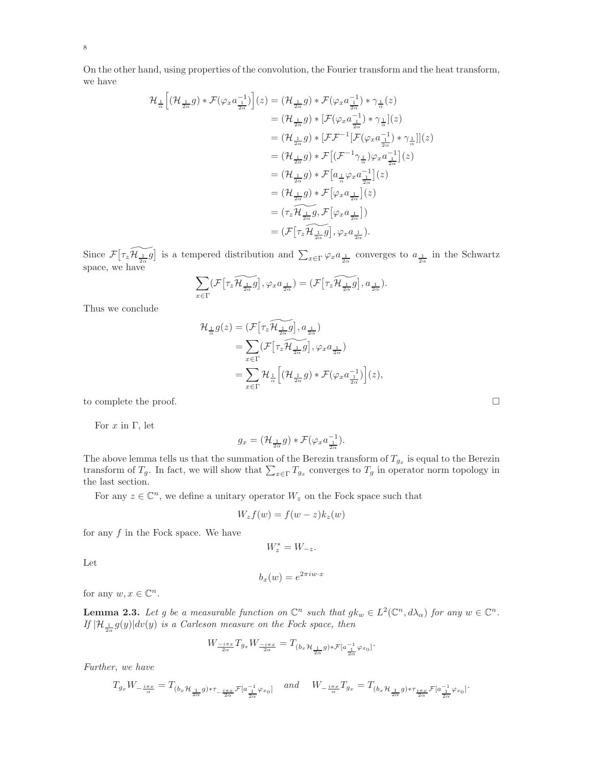On the other hand, using properties of the convolution, the Fourier transform and the heat transform, we have

$$
\begin{aligned}
\mathcal{H}_{\frac{1}{\alpha}}\Big[(\mathcal{H}_{\frac{1}{2\alpha}}g) * \mathcal{F}(\varphi_x a_{\frac{1}{2\alpha}}^{-1})\Big](z) &= (\mathcal{H}_{\frac{1}{2\alpha}}g) * \mathcal{F}(\varphi_x a_{\frac{1}{2\alpha}}^{-1}) * \gamma_{\frac{1}{\alpha}}(z) \\
&= (\mathcal{H}_{\frac{1}{2\alpha}}g) * [\mathcal{F}(\varphi_x a_{\frac{1}{2\alpha}}^{-1}) * \gamma_{\frac{1}{\alpha}}](z) \\
&= (\mathcal{H}_{\frac{1}{2\alpha}}g) * [\mathcal{F}\mathcal{F}^{-1}[\mathcal{F}(\varphi_x a_{\frac{1}{2\alpha}}^{-1}) * \gamma_{\frac{1}{\alpha}}]](z) \\
&= (\mathcal{H}_{\frac{1}{2\alpha}}g) * \mathcal{F}\big[(\mathcal{F}^{-1}\gamma_{\frac{1}{\alpha}})\varphi_x a_{\frac{1}{2\alpha}}^{-1}\big](z) \\
&= (\mathcal{H}_{\frac{1}{2\alpha}}g) * \mathcal{F}\big[a_{\frac{1}{\alpha}}\varphi_x a_{\frac{1}{2\alpha}}^{-1}\big](z) \\
&= (\mathcal{H}_{\frac{1}{2\alpha}}g) * \mathcal{F}\big[\varphi_x a_{\frac{1}{2\alpha}}\big](z) \\
&= (\tau_z\widetilde{\mathcal{H}_{\frac{1}{2\alpha}}g}, \mathcal{F}\big[\varphi_x a_{\frac{1}{2\alpha}}\big]) \\
&= (\mathcal{F}\big[\tau_z\widetilde{\mathcal{H}_{\frac{1}{2\alpha}}g}\big], \varphi_x a_{\frac{1}{2\alpha}}).
\end{aligned}
$$

Since $\mathcal{F}\big[\tau_z\widetilde{\mathcal{H}_{\frac{1}{2\alpha}}g}\big]$ is a tempered distribution and $\sum_{x\in\Gamma}\varphi_x a_{\frac{1}{2\alpha}}$ converges to $a_{\frac{1}{2\alpha}}$ in the Schwartz space, we have

$$
\sum_{x\in\Gamma}(\mathcal{F}\big[\tau_z\widetilde{\mathcal{H}_{\frac{1}{2\alpha}}g}\big], \varphi_x a_{\frac{1}{2\alpha}}) = (\mathcal{F}\big[\tau_z\widetilde{\mathcal{H}_{\frac{1}{2\alpha}}g}\big], a_{\frac{1}{2\alpha}}).
$$

Thus we conclude

$$
\begin{aligned}
\mathcal{H}_{\frac{1}{\alpha}}g(z) &= (\mathcal{F}\big[\tau_z\widetilde{\mathcal{H}_{\frac{1}{2\alpha}}g}\big], a_{\frac{1}{2\alpha}}) \\
&= \sum_{x\in\Gamma}(\mathcal{F}\big[\tau_z\widetilde{\mathcal{H}_{\frac{1}{2\alpha}}g}\big], \varphi_x a_{\frac{1}{2\alpha}}) \\
&= \sum_{x\in\Gamma}\mathcal{H}_{\frac{1}{\alpha}}\Big[(\mathcal{H}_{\frac{1}{2\alpha}}g) * \mathcal{F}(\varphi_x a_{\frac{1}{2\alpha}}^{-1})\Big](z),
\end{aligned}
$$

to complete the proof. □

For $x$ in $\Gamma$, let

$$
g_x = (\mathcal{H}_{\frac{1}{2\alpha}}g) * \mathcal{F}(\varphi_x a_{\frac{1}{2\alpha}}^{-1}).
$$

The above lemma tells us that the summation of the Berezin transform of $T_{g_x}$ is equal to the Berezin transform of $T_g$. In fact, we will show that $\sum_{x\in\Gamma}T_{g_x}$ converges to $T_g$ in operator norm topology in the last section.

For any $z\in\mathbb{C}^n$, we define a unitary operator $W_z$ on the Fock space such that

$$
W_z f(w) = f(w-z)k_z(w)
$$

for any $f$ in the Fock space. We have

$$
W_z^* = W_{-z}.
$$

Let

$$
b_x(w) = e^{2\pi i w\cdot x}
$$

for any $w, x\in\mathbb{C}^n$.

**Lemma 2.3.** *Let $g$ be a measurable function on $\mathbb{C}^n$ such that $gk_w\in L^2(\mathbb{C}^n, d\lambda_\alpha)$ for any $w\in\mathbb{C}^n$. If $|\mathcal{H}_{\frac{1}{2\alpha}}g(y)|dv(y)$ is a Carleson measure on the Fock space, then*

$$
W_{\frac{-i\pi x}{2\alpha}}T_{g_x}W_{\frac{-i\pi x}{2\alpha}} = T_{(b_x\mathcal{H}_{\frac{1}{2\alpha}}g)*\mathcal{F}[a_{\frac{1}{2\alpha}}^{-1}\varphi_{x_0}]}.
$$

*Further, we have*

$$
T_{g_x}W_{-\frac{i\pi x}{\alpha}} = T_{(b_x\mathcal{H}_{\frac{1}{2\alpha}}g)*\tau_{-\frac{i\pi x}{2\alpha}}\mathcal{F}[a_{\frac{1}{2\alpha}}^{-1}\varphi_{x_0}]} \quad \textit{and} \quad W_{-\frac{i\pi x}{\alpha}}T_{g_x} = T_{(b_x\mathcal{H}_{\frac{1}{2\alpha}}g)*\tau_{\frac{i\pi x}{2\alpha}}\mathcal{F}[a_{\frac{1}{2\alpha}}^{-1}\varphi_{x_0}]}.
$$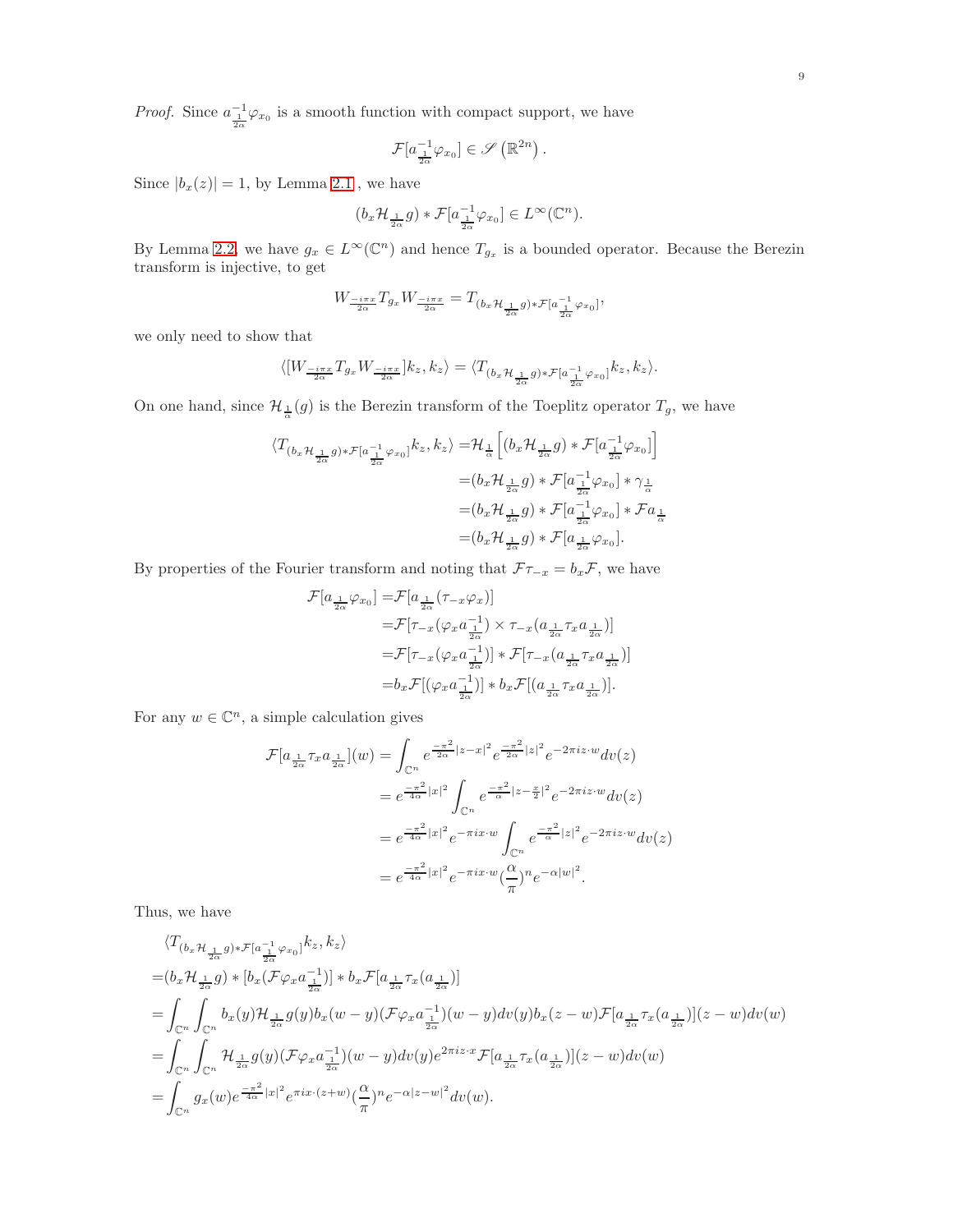*Proof.* Since $a^{-1}_{\frac{1}{2\alpha}}\varphi_{x_0}$ is a smooth function with compact support, we have

$$\mathcal{F}[a^{-1}_{\frac{1}{2\alpha}}\varphi_{x_0}] \in \mathscr{S}\left(\mathbb{R}^{2n}\right).$$

Since $|b_x(z)| = 1$, by Lemma 2.1 , we have

$$(b_x\mathcal{H}_{\frac{1}{2\alpha}}g) * \mathcal{F}[a^{-1}_{\frac{1}{2\alpha}}\varphi_{x_0}] \in L^\infty(\mathbb{C}^n).$$

By Lemma 2.2, we have $g_x \in L^\infty(\mathbb{C}^n)$ and hence $T_{g_x}$ is a bounded operator. Because the Berezin transform is injective, to get

$$W_{\frac{-i\pi x}{2\alpha}} T_{g_x} W_{\frac{-i\pi x}{2\alpha}} = T_{(b_x\mathcal{H}_{\frac{1}{2\alpha}}g)*\mathcal{F}[a^{-1}_{\frac{1}{2\alpha}}\varphi_{x_0}]},$$

we only need to show that

$$\langle [W_{\frac{-i\pi x}{2\alpha}} T_{g_x} W_{\frac{-i\pi x}{2\alpha}}]k_z, k_z\rangle = \langle T_{(b_x\mathcal{H}_{\frac{1}{2\alpha}}g)*\mathcal{F}[a^{-1}_{\frac{1}{2\alpha}}\varphi_{x_0}]}k_z, k_z\rangle.$$

On one hand, since $\mathcal{H}_{\frac{1}{\alpha}}(g)$ is the Berezin transform of the Toeplitz operator $T_g$, we have

$$\begin{aligned}
\langle T_{(b_x\mathcal{H}_{\frac{1}{2\alpha}}g)*\mathcal{F}[a^{-1}_{\frac{1}{2\alpha}}\varphi_{x_0}]}k_z, k_z\rangle =& \mathcal{H}_{\frac{1}{\alpha}}\left[(b_x\mathcal{H}_{\frac{1}{2\alpha}}g) * \mathcal{F}[a^{-1}_{\frac{1}{2\alpha}}\varphi_{x_0}]\right] \\
=& (b_x\mathcal{H}_{\frac{1}{2\alpha}}g) * \mathcal{F}[a^{-1}_{\frac{1}{2\alpha}}\varphi_{x_0}] * \gamma_{\frac{1}{\alpha}} \\
=& (b_x\mathcal{H}_{\frac{1}{2\alpha}}g) * \mathcal{F}[a^{-1}_{\frac{1}{2\alpha}}\varphi_{x_0}] * \mathcal{F}a_{\frac{1}{\alpha}} \\
=& (b_x\mathcal{H}_{\frac{1}{2\alpha}}g) * \mathcal{F}[a_{\frac{1}{2\alpha}}\varphi_{x_0}].
\end{aligned}$$

By properties of the Fourier transform and noting that $\mathcal{F}\tau_{-x} = b_x\mathcal{F}$, we have

$$\begin{aligned}
\mathcal{F}[a_{\frac{1}{2\alpha}}\varphi_{x_0}] =& \mathcal{F}[a_{\frac{1}{2\alpha}}(\tau_{-x}\varphi_x)] \\
=& \mathcal{F}[\tau_{-x}(\varphi_x a^{-1}_{\frac{1}{2\alpha}}) \times \tau_{-x}(a_{\frac{1}{2\alpha}}\tau_x a_{\frac{1}{2\alpha}})] \\
=& \mathcal{F}[\tau_{-x}(\varphi_x a^{-1}_{\frac{1}{2\alpha}})] * \mathcal{F}[\tau_{-x}(a_{\frac{1}{2\alpha}}\tau_x a_{\frac{1}{2\alpha}})] \\
=& b_x\mathcal{F}[(\varphi_x a^{-1}_{\frac{1}{2\alpha}})] * b_x\mathcal{F}[(a_{\frac{1}{2\alpha}}\tau_x a_{\frac{1}{2\alpha}})].
\end{aligned}$$

For any $w \in \mathbb{C}^n$, a simple calculation gives

$$\begin{aligned}
\mathcal{F}[a_{\frac{1}{2\alpha}}\tau_x a_{\frac{1}{2\alpha}}](w) &= \int_{\mathbb{C}^n} e^{\frac{-\pi^2}{2\alpha}|z-x|^2} e^{\frac{-\pi^2}{2\alpha}|z|^2} e^{-2\pi i z\cdot w} dv(z) \\
&= e^{\frac{-\pi^2}{4\alpha}|x|^2} \int_{\mathbb{C}^n} e^{\frac{-\pi^2}{\alpha}|z-\frac{x}{2}|^2} e^{-2\pi i z\cdot w} dv(z) \\
&= e^{\frac{-\pi^2}{4\alpha}|x|^2} e^{-\pi i x\cdot w} \int_{\mathbb{C}^n} e^{\frac{-\pi^2}{\alpha}|z|^2} e^{-2\pi i z\cdot w} dv(z) \\
&= e^{\frac{-\pi^2}{4\alpha}|x|^2} e^{-\pi i x\cdot w} (\frac{\alpha}{\pi})^n e^{-\alpha|w|^2}.
\end{aligned}$$

Thus, we have

$$\begin{aligned}
&\langle T_{(b_x\mathcal{H}_{\frac{1}{2\alpha}}g)*\mathcal{F}[a^{-1}_{\frac{1}{2\alpha}}\varphi_{x_0}]}k_z, k_z\rangle \\
=& (b_x\mathcal{H}_{\frac{1}{2\alpha}}g) * [b_x(\mathcal{F}\varphi_x a^{-1}_{\frac{1}{2\alpha}})] * b_x\mathcal{F}[a_{\frac{1}{2\alpha}}\tau_x(a_{\frac{1}{2\alpha}})] \\
=& \int_{\mathbb{C}^n}\int_{\mathbb{C}^n} b_x(y)\mathcal{H}_{\frac{1}{2\alpha}}g(y) b_x(w-y)(\mathcal{F}\varphi_x a^{-1}_{\frac{1}{2\alpha}})(w-y)dv(y) b_x(z-w)\mathcal{F}[a_{\frac{1}{2\alpha}}\tau_x(a_{\frac{1}{2\alpha}})](z-w)dv(w) \\
=& \int_{\mathbb{C}^n}\int_{\mathbb{C}^n} \mathcal{H}_{\frac{1}{2\alpha}}g(y)(\mathcal{F}\varphi_x a^{-1}_{\frac{1}{2\alpha}})(w-y)dv(y) e^{2\pi i z\cdot x}\mathcal{F}[a_{\frac{1}{2\alpha}}\tau_x(a_{\frac{1}{2\alpha}})](z-w)dv(w) \\
=& \int_{\mathbb{C}^n} g_x(w) e^{\frac{-\pi^2}{4\alpha}|x|^2} e^{\pi i x\cdot(z+w)} (\frac{\alpha}{\pi})^n e^{-\alpha|z-w|^2} dv(w).
\end{aligned}$$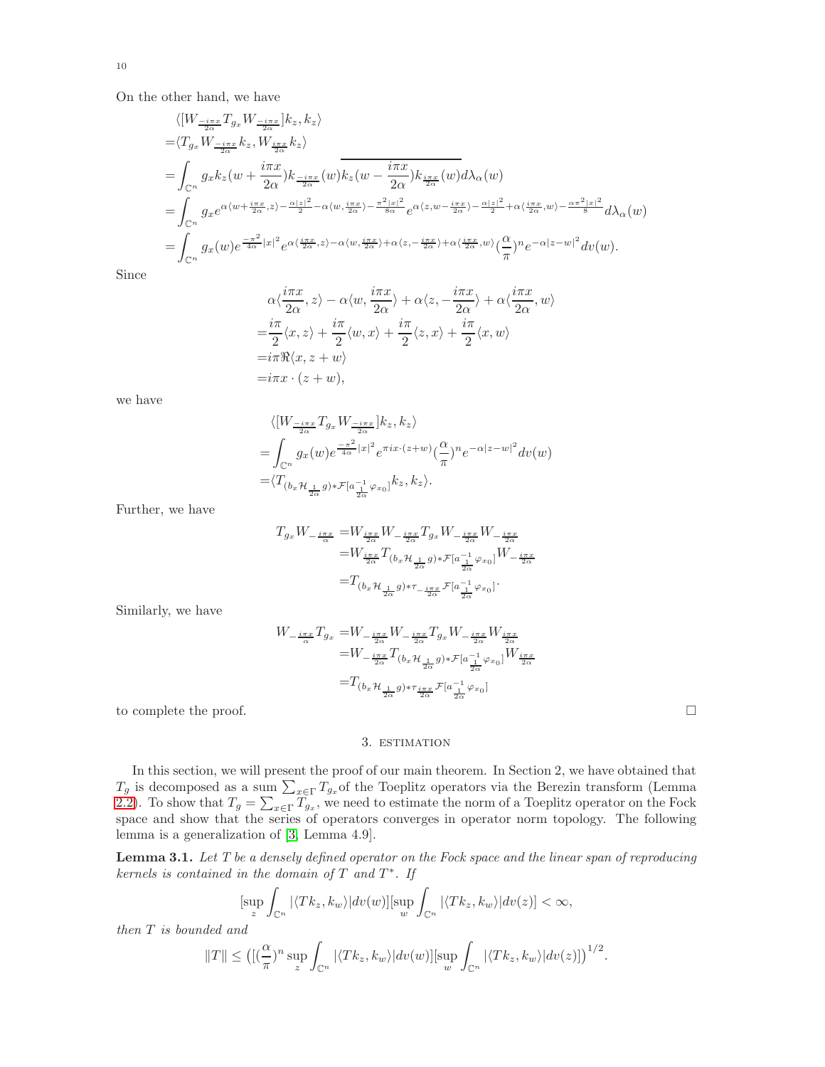On the other hand, we have

$$
\begin{aligned}
&\langle [W_{\frac{-i\pi x}{2\alpha}} T_{g_x} W_{\frac{-i\pi x}{2\alpha}}] k_z, k_z\rangle \\
=&\langle T_{g_x} W_{\frac{-i\pi x}{2\alpha}} k_z, W_{\frac{i\pi x}{2\alpha}} k_z\rangle \\
=&\int_{\mathbb{C}^n} g_x k_z(w+\frac{i\pi x}{2\alpha}) k_{\frac{-i\pi x}{2\alpha}}(w) \overline{k_z(w-\frac{i\pi x}{2\alpha}) k_{\frac{i\pi x}{2\alpha}}(w)} d\lambda_\alpha(w) \\
=&\int_{\mathbb{C}^n} g_x e^{\alpha\langle w+\frac{i\pi x}{2\alpha}, z\rangle - \frac{\alpha|z|^2}{2} - \alpha\langle w, \frac{i\pi x}{2\alpha}\rangle - \frac{\pi^2|x|^2}{8\alpha}} e^{\alpha\langle z, w-\frac{i\pi x}{2\alpha}\rangle - \frac{\alpha|z|^2}{2} + \alpha\langle \frac{i\pi x}{2\alpha}, w\rangle - \frac{\alpha\pi^2|x|^2}{8}} d\lambda_\alpha(w) \\
=&\int_{\mathbb{C}^n} g_x(w) e^{\frac{-\pi^2}{4\alpha}|x|^2} e^{\alpha\langle \frac{i\pi x}{2\alpha}, z\rangle - \alpha\langle w, \frac{i\pi x}{2\alpha}\rangle + \alpha\langle z, -\frac{i\pi x}{2\alpha}\rangle + \alpha\langle \frac{i\pi x}{2\alpha}, w\rangle} (\frac{\alpha}{\pi})^n e^{-\alpha|z-w|^2} dv(w).
\end{aligned}
$$

Since

$$
\begin{aligned}
&\alpha\langle \frac{i\pi x}{2\alpha}, z\rangle - \alpha\langle w, \frac{i\pi x}{2\alpha}\rangle + \alpha\langle z, -\frac{i\pi x}{2\alpha}\rangle + \alpha\langle \frac{i\pi x}{2\alpha}, w\rangle \\
=&\frac{i\pi}{2}\langle x, z\rangle + \frac{i\pi}{2}\langle w, x\rangle + \frac{i\pi}{2}\langle z, x\rangle + \frac{i\pi}{2}\langle x, w\rangle \\
=&i\pi\Re\langle x, z+w\rangle \\
=&i\pi x\cdot(z+w),
\end{aligned}
$$

we have

$$
\begin{aligned}
&\langle [W_{\frac{-i\pi x}{2\alpha}} T_{g_x} W_{\frac{-i\pi x}{2\alpha}}] k_z, k_z\rangle \\
=&\int_{\mathbb{C}^n} g_x(w) e^{\frac{-\pi^2}{4\alpha}|x|^2} e^{\pi i x\cdot(z+w)} (\frac{\alpha}{\pi})^n e^{-\alpha|z-w|^2} dv(w) \\
=&\langle T_{(b_x \mathcal{H}_{\frac{1}{2\alpha}} g) * \mathcal{F}[a^{-1}_{\frac{1}{2\alpha}} \varphi_{x_0}]} k_z, k_z\rangle.
\end{aligned}
$$

Further, we have

$$
\begin{aligned}
T_{g_x} W_{-\frac{i\pi x}{\alpha}} =& W_{\frac{i\pi x}{2\alpha}} W_{-\frac{i\pi x}{2\alpha}} T_{g_x} W_{-\frac{i\pi x}{2\alpha}} W_{-\frac{i\pi x}{2\alpha}} \\
=& W_{\frac{i\pi x}{2\alpha}} T_{(b_x \mathcal{H}_{\frac{1}{2\alpha}} g) * \mathcal{F}[a^{-1}_{\frac{1}{2\alpha}} \varphi_{x_0}]} W_{-\frac{i\pi x}{2\alpha}} \\
=& T_{(b_x \mathcal{H}_{\frac{1}{2\alpha}} g) * \tau_{-\frac{i\pi x}{2\alpha}} \mathcal{F}[a^{-1}_{\frac{1}{2\alpha}} \varphi_{x_0}]}.
\end{aligned}
$$

Similarly, we have

$$
\begin{aligned}
W_{-\frac{i\pi x}{\alpha}} T_{g_x} =& W_{-\frac{i\pi x}{2\alpha}} W_{-\frac{i\pi x}{2\alpha}} T_{g_x} W_{-\frac{i\pi x}{2\alpha}} W_{\frac{i\pi x}{2\alpha}} \\
=& W_{-\frac{i\pi x}{2\alpha}} T_{(b_x \mathcal{H}_{\frac{1}{2\alpha}} g) * \mathcal{F}[a^{-1}_{\frac{1}{2\alpha}} \varphi_{x_0}]} W_{\frac{i\pi x}{2\alpha}} \\
=& T_{(b_x \mathcal{H}_{\frac{1}{2\alpha}} g) * \tau_{\frac{i\pi x}{2\alpha}} \mathcal{F}[a^{-1}_{\frac{1}{2\alpha}} \varphi_{x_0}]}
\end{aligned}
$$

to complete the proof. □

## 3. estimation

In this section, we will present the proof of our main theorem. In Section 2, we have obtained that $T_g$ is decomposed as a sum $\sum_{x\in\Gamma} T_{g_x}$ of the Toeplitz operators via the Berezin transform (Lemma 2.2). To show that $T_g = \sum_{x\in\Gamma} T_{g_x}$, we need to estimate the norm of a Toeplitz operator on the Fock space and show that the series of operators converges in operator norm topology. The following lemma is a generalization of [3, Lemma 4.9].

**Lemma 3.1.** *Let $T$ be a densely defined operator on the Fock space and the linear span of reproducing kernels is contained in the domain of $T$ and $T^*$. If*

$$
[\sup_z \int_{\mathbb{C}^n} |\langle Tk_z, k_w\rangle| dv(w)][\sup_w \int_{\mathbb{C}^n} |\langle Tk_z, k_w\rangle| dv(z)] < \infty,
$$

*then $T$ is bounded and*

$$
\|T\| \le \left([(\frac{\alpha}{\pi})^n \sup_z \int_{\mathbb{C}^n} |\langle Tk_z, k_w\rangle| dv(w)][\sup_w \int_{\mathbb{C}^n} |\langle Tk_z, k_w\rangle| dv(z)]\right)^{1/2}.
$$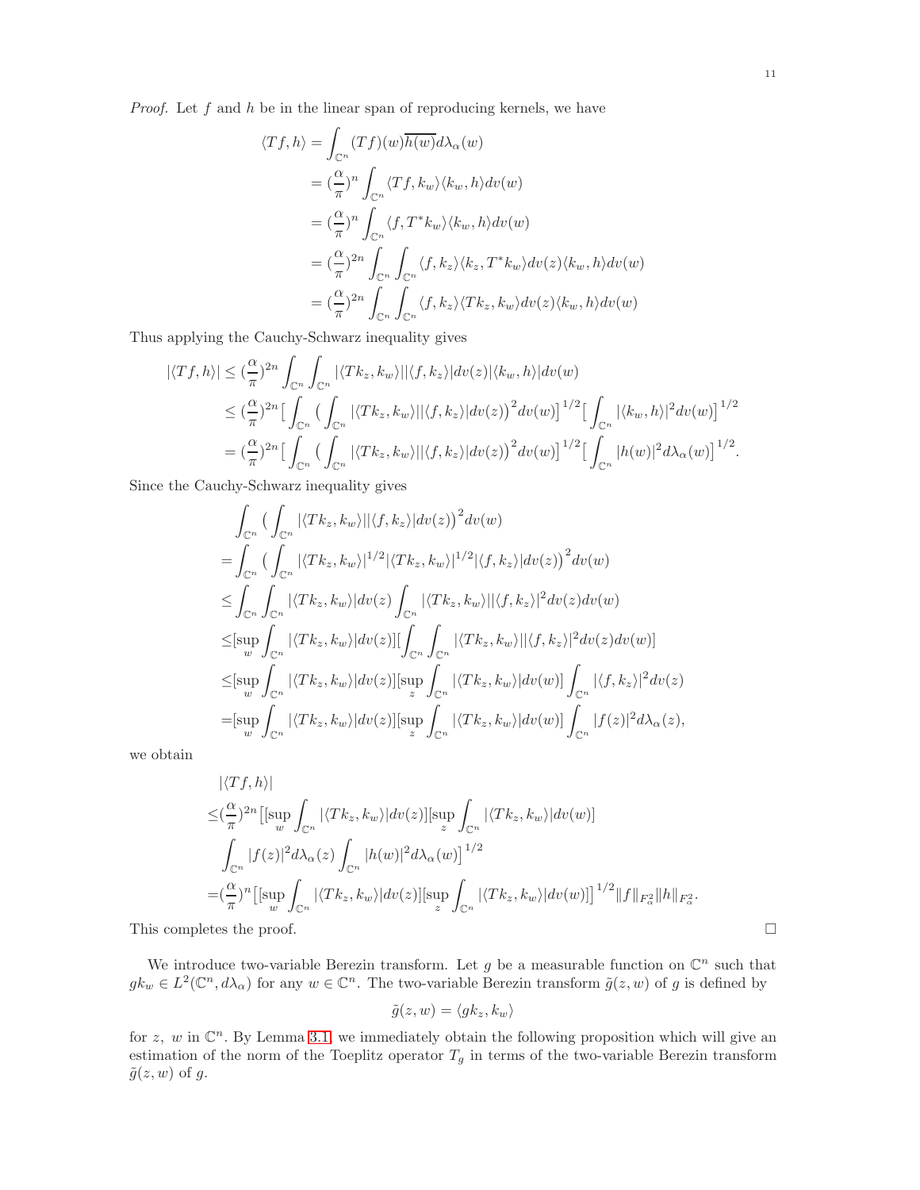*Proof.* Let $f$ and $h$ be in the linear span of reproducing kernels, we have

$$
\begin{aligned}
\langle Tf, h\rangle &= \int_{\mathbb{C}^n} (Tf)(w)\overline{h(w)} d\lambda_\alpha(w) \\
&= (\frac{\alpha}{\pi})^n \int_{\mathbb{C}^n} \langle Tf, k_w\rangle \langle k_w, h\rangle dv(w) \\
&= (\frac{\alpha}{\pi})^n \int_{\mathbb{C}^n} \langle f, T^* k_w\rangle \langle k_w, h\rangle dv(w) \\
&= (\frac{\alpha}{\pi})^{2n} \int_{\mathbb{C}^n} \int_{\mathbb{C}^n} \langle f, k_z\rangle \langle k_z, T^* k_w\rangle dv(z) \langle k_w, h\rangle dv(w) \\
&= (\frac{\alpha}{\pi})^{2n} \int_{\mathbb{C}^n} \int_{\mathbb{C}^n} \langle f, k_z\rangle \langle Tk_z, k_w\rangle dv(z) \langle k_w, h\rangle dv(w)
\end{aligned}
$$

Thus applying the Cauchy-Schwarz inequality gives

$$
\begin{aligned}
|\langle Tf, h\rangle| &\leq (\frac{\alpha}{\pi})^{2n} \int_{\mathbb{C}^n} \int_{\mathbb{C}^n} |\langle Tk_z, k_w\rangle| |\langle f, k_z\rangle| dv(z) |\langle k_w, h\rangle| dv(w) \\
&\leq (\frac{\alpha}{\pi})^{2n} \big[ \int_{\mathbb{C}^n} \big( \int_{\mathbb{C}^n} |\langle Tk_z, k_w\rangle| |\langle f, k_z\rangle| dv(z) \big)^2 dv(w) \big]^{1/2} \big[ \int_{\mathbb{C}^n} |\langle k_w, h\rangle|^2 dv(w) \big]^{1/2} \\
&= (\frac{\alpha}{\pi})^{2n} \big[ \int_{\mathbb{C}^n} \big( \int_{\mathbb{C}^n} |\langle Tk_z, k_w\rangle| |\langle f, k_z\rangle| dv(z) \big)^2 dv(w) \big]^{1/2} \big[ \int_{\mathbb{C}^n} |h(w)|^2 d\lambda_\alpha(w) \big]^{1/2}.
\end{aligned}
$$

Since the Cauchy-Schwarz inequality gives

$$
\begin{aligned}
& \int_{\mathbb{C}^n} \big( \int_{\mathbb{C}^n} |\langle Tk_z, k_w\rangle| |\langle f, k_z\rangle| dv(z) \big)^2 dv(w) \\
= & \int_{\mathbb{C}^n} \big( \int_{\mathbb{C}^n} |\langle Tk_z, k_w\rangle|^{1/2} |\langle Tk_z, k_w\rangle|^{1/2} |\langle f, k_z\rangle| dv(z) \big)^2 dv(w) \\
\leq & \int_{\mathbb{C}^n} \int_{\mathbb{C}^n} |\langle Tk_z, k_w\rangle| dv(z) \int_{\mathbb{C}^n} |\langle Tk_z, k_w\rangle| |\langle f, k_z\rangle|^2 dv(z) dv(w) \\
\leq & [\sup_w \int_{\mathbb{C}^n} |\langle Tk_z, k_w\rangle| dv(z)] [\int_{\mathbb{C}^n} \int_{\mathbb{C}^n} |\langle Tk_z, k_w\rangle| |\langle f, k_z\rangle|^2 dv(z) dv(w)] \\
\leq & [\sup_w \int_{\mathbb{C}^n} |\langle Tk_z, k_w\rangle| dv(z)] [\sup_z \int_{\mathbb{C}^n} |\langle Tk_z, k_w\rangle| dv(w)] \int_{\mathbb{C}^n} |\langle f, k_z\rangle|^2 dv(z) \\
= & [\sup_w \int_{\mathbb{C}^n} |\langle Tk_z, k_w\rangle| dv(z)] [\sup_z \int_{\mathbb{C}^n} |\langle Tk_z, k_w\rangle| dv(w)] \int_{\mathbb{C}^n} |f(z)|^2 d\lambda_\alpha(z),
\end{aligned}
$$

we obtain

$$
\begin{aligned}
& |\langle Tf, h\rangle| \\
\leq & (\frac{\alpha}{\pi})^{2n} \big[ [\sup_w \int_{\mathbb{C}^n} |\langle Tk_z, k_w\rangle| dv(z)] [\sup_z \int_{\mathbb{C}^n} |\langle Tk_z, k_w\rangle| dv(w)] \\
& \int_{\mathbb{C}^n} |f(z)|^2 d\lambda_\alpha(z) \int_{\mathbb{C}^n} |h(w)|^2 d\lambda_\alpha(w) \big]^{1/2} \\
= & (\frac{\alpha}{\pi})^n \big[ [\sup_w \int_{\mathbb{C}^n} |\langle Tk_z, k_w\rangle| dv(z)] [\sup_z \int_{\mathbb{C}^n} |\langle Tk_z, k_w\rangle| dv(w)] \big]^{1/2} \|f\|_{F^2_\alpha} \|h\|_{F^2_\alpha}.
\end{aligned}
$$

This completes the proof. $\square$

We introduce two-variable Berezin transform. Let $g$ be a measurable function on $\mathbb{C}^n$ such that $gk_w \in L^2(\mathbb{C}^n, d\lambda_\alpha)$ for any $w \in \mathbb{C}^n$. The two-variable Berezin transform $\tilde{g}(z, w)$ of $g$ is defined by

$$
\tilde{g}(z, w) = \langle gk_z, k_w\rangle
$$

for $z,\ w$ in $\mathbb{C}^n$. By Lemma 3.1, we immediately obtain the following proposition which will give an estimation of the norm of the Toeplitz operator $T_g$ in terms of the two-variable Berezin transform $\tilde{g}(z, w)$ of $g$.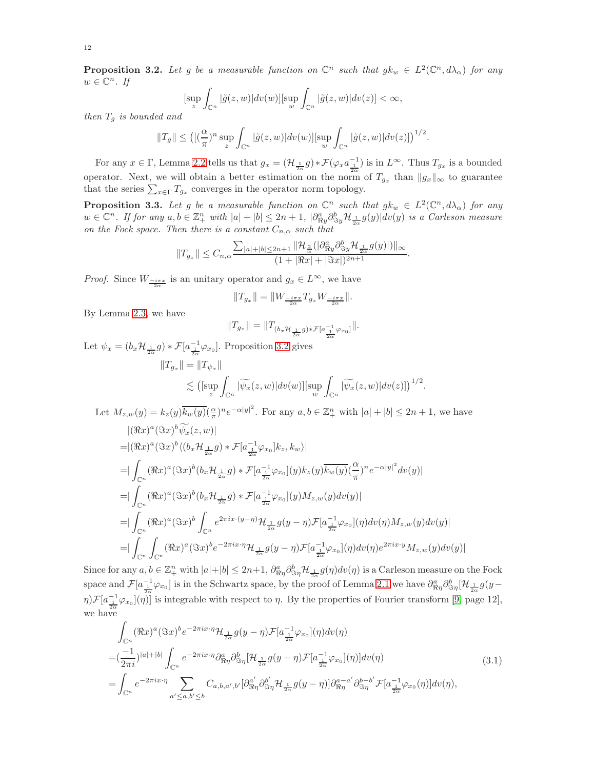**Proposition 3.2.** *Let $g$ be a measurable function on $\mathbb{C}^n$ such that $gk_w \in L^2(\mathbb{C}^n, d\lambda_\alpha)$ for any $w \in \mathbb{C}^n$. If*

$$[\sup_z \int_{\mathbb{C}^n} |\tilde{g}(z,w)| dv(w)][\sup_w \int_{\mathbb{C}^n} |\tilde{g}(z,w)| dv(z)] < \infty,$$

*then $T_g$ is bounded and*

$$\|T_g\| \leq \big([(\frac{\alpha}{\pi})^n \sup_z \int_{\mathbb{C}^n} |\tilde{g}(z,w)| dv(w)][\sup_w \int_{\mathbb{C}^n} |\tilde{g}(z,w)| dv(z)]\big)^{1/2}.$$

For any $x \in \Gamma$, Lemma 2.2 tells us that $g_x = (\mathcal{H}_{\frac{1}{2\alpha}} g) * \mathcal{F}(\varphi_x a^{-1}_{\frac{1}{2\alpha}})$ is in $L^\infty$. Thus $T_{g_x}$ is a bounded operator. Next, we will obtain a better estimation on the norm of $T_{g_x}$ than $\|g_x\|_\infty$ to guarantee that the series $\sum_{x\in\Gamma} T_{g_x}$ converges in the operator norm topology.

**Proposition 3.3.** *Let $g$ be a measurable function on $\mathbb{C}^n$ such that $gk_w \in L^2(\mathbb{C}^n, d\lambda_\alpha)$ for any $w \in \mathbb{C}^n$. If for any $a, b \in \mathbb{Z}^n_+$ with $|a| + |b| \leq 2n+1$, $|\partial^a_{\Re y}\partial^b_{\Im y}\mathcal{H}_{\frac{1}{2\alpha}} g(y)| dv(y)$ is a Carleson measure on the Fock space. Then there is a constant $C_{n,\alpha}$ such that*

$$\|T_{g_x}\| \leq C_{n,\alpha} \frac{\sum_{|a|+|b|\leq 2n+1} \|\mathcal{H}_{\frac{2}{\alpha}}(|\partial^a_{\Re y}\partial^b_{\Im y}\mathcal{H}_{\frac{1}{2\alpha}} g(y)|)\|_\infty}{(1+|\Re x| + |\Im x|)^{2n+1}}.$$

*Proof.* Since $W_{\frac{-i\pi x}{2\alpha}}$ is an unitary operator and $g_x \in L^\infty$, we have

$$\|T_{g_x}\| = \|W_{\frac{-i\pi x}{2\alpha}} T_{g_x} W_{\frac{-i\pi x}{2\alpha}}\|.$$

By Lemma 2.3, we have

$$\|T_{g_x}\| = \|T_{(b_x \mathcal{H}_{\frac{1}{2\alpha}} g) * \mathcal{F}[a^{-1}_{\frac{1}{2\alpha}} \varphi_{x_0}]}\|.$$

Let $\psi_x = (b_x \mathcal{H}_{\frac{1}{2\alpha}} g) * \mathcal{F}[a^{-1}_{\frac{1}{2\alpha}} \varphi_{x_0}]$. Proposition 3.2 gives

$$\begin{aligned}\|T_{g_x}\| &= \|T_{\psi_x}\| \\ &\lesssim \big([\sup_z \int_{\mathbb{C}^n} |\widetilde{\psi_x}(z,w)| dv(w)][\sup_w \int_{\mathbb{C}^n} |\widetilde{\psi_x}(z,w)| dv(z)]\big)^{1/2}.\end{aligned}$$

Let $M_{z,w}(y) = k_z(y)\overline{k_w(y)}(\frac{\alpha}{\pi})^n e^{-\alpha|y|^2}$. For any $a, b \in \mathbb{Z}^n_+$ with $|a| + |b| \leq 2n+1$, we have

$$\begin{aligned}
&|(\Re x)^a (\Im x)^b \widetilde{\psi_x}(z,w)| \\
=&|(\Re x)^a (\Im x)^b \langle (b_x \mathcal{H}_{\frac{1}{2\alpha}} g) * \mathcal{F}[a^{-1}_{\frac{1}{2\alpha}} \varphi_{x_0}] k_z, k_w\rangle| \\
=&|\int_{\mathbb{C}^n} (\Re x)^a (\Im x)^b (b_x \mathcal{H}_{\frac{1}{2\alpha}} g) * \mathcal{F}[a^{-1}_{\frac{1}{2\alpha}} \varphi_{x_0}](y) k_z(y)\overline{k_w(y)}(\frac{\alpha}{\pi})^n e^{-\alpha|y|^2} dv(y)| \\
=&|\int_{\mathbb{C}^n} (\Re x)^a (\Im x)^b (b_x \mathcal{H}_{\frac{1}{2\alpha}} g) * \mathcal{F}[a^{-1}_{\frac{1}{2\alpha}} \varphi_{x_0}](y) M_{z,w}(y) dv(y)| \\
=&|\int_{\mathbb{C}^n} (\Re x)^a (\Im x)^b \int_{\mathbb{C}^n} e^{2\pi i x\cdot(y-\eta)} \mathcal{H}_{\frac{1}{2\alpha}} g(y-\eta) \mathcal{F}[a^{-1}_{\frac{1}{2\alpha}} \varphi_{x_0}](\eta) dv(\eta) M_{z,w}(y) dv(y)| \\
=&|\int_{\mathbb{C}^n}\int_{\mathbb{C}^n} (\Re x)^a (\Im x)^b e^{-2\pi i x\cdot\eta} \mathcal{H}_{\frac{1}{2\alpha}} g(y-\eta) \mathcal{F}[a^{-1}_{\frac{1}{2\alpha}} \varphi_{x_0}](\eta) dv(\eta) e^{2\pi i x\cdot y} M_{z,w}(y) dv(y)|
\end{aligned}$$

Since for any $a, b \in \mathbb{Z}^n_+$ with $|a|+|b| \leq 2n+1$, $\partial^a_{\Re\eta}\partial^b_{\Im\eta}\mathcal{H}_{\frac{1}{2\alpha}} g(\eta) dv(\eta)$ is a Carleson measure on the Fock space and $\mathcal{F}[a^{-1}_{\frac{1}{2\alpha}}\varphi_{x_0}]$ is in the Schwartz space, by the proof of Lemma 2.1 we have $\partial^a_{\Re\eta}\partial^b_{\Im\eta}[\mathcal{H}_{\frac{1}{2\alpha}} g(y-\eta)\mathcal{F}[a^{-1}_{\frac{1}{2\alpha}}\varphi_{x_0}](\eta)]$ is integrable with respect to $\eta$. By the properties of Fourier transform [9, page 12], we have

$$\begin{aligned}
&\int_{\mathbb{C}^n} (\Re x)^a (\Im x)^b e^{-2\pi i x\cdot\eta} \mathcal{H}_{\frac{1}{2\alpha}} g(y-\eta) \mathcal{F}[a^{-1}_{\frac{1}{2\alpha}} \varphi_{x_0}](\eta) dv(\eta) \\
=&(\frac{-1}{2\pi i})^{|a|+|b|} \int_{\mathbb{C}^n} e^{-2\pi i x\cdot\eta} \partial^a_{\Re\eta}\partial^b_{\Im\eta}[\mathcal{H}_{\frac{1}{2\alpha}} g(y-\eta) \mathcal{F}[a^{-1}_{\frac{1}{2\alpha}} \varphi_{x_0}](\eta)] dv(\eta) \\
=&\int_{\mathbb{C}^n} e^{-2\pi i x\cdot\eta} \sum_{a'\leq a, b'\leq b} C_{a,b,a',b'} [\partial^{a'}_{\Re\eta}\partial^{b'}_{\Im\eta}\mathcal{H}_{\frac{1}{2\alpha}} g(y-\eta)] \partial^{a-a'}_{\Re\eta}\partial^{b-b'}_{\Im\eta}\mathcal{F}[a^{-1}_{\frac{1}{2\alpha}} \varphi_{x_0}(\eta)] dv(\eta),
\end{aligned} \tag{3.1}$$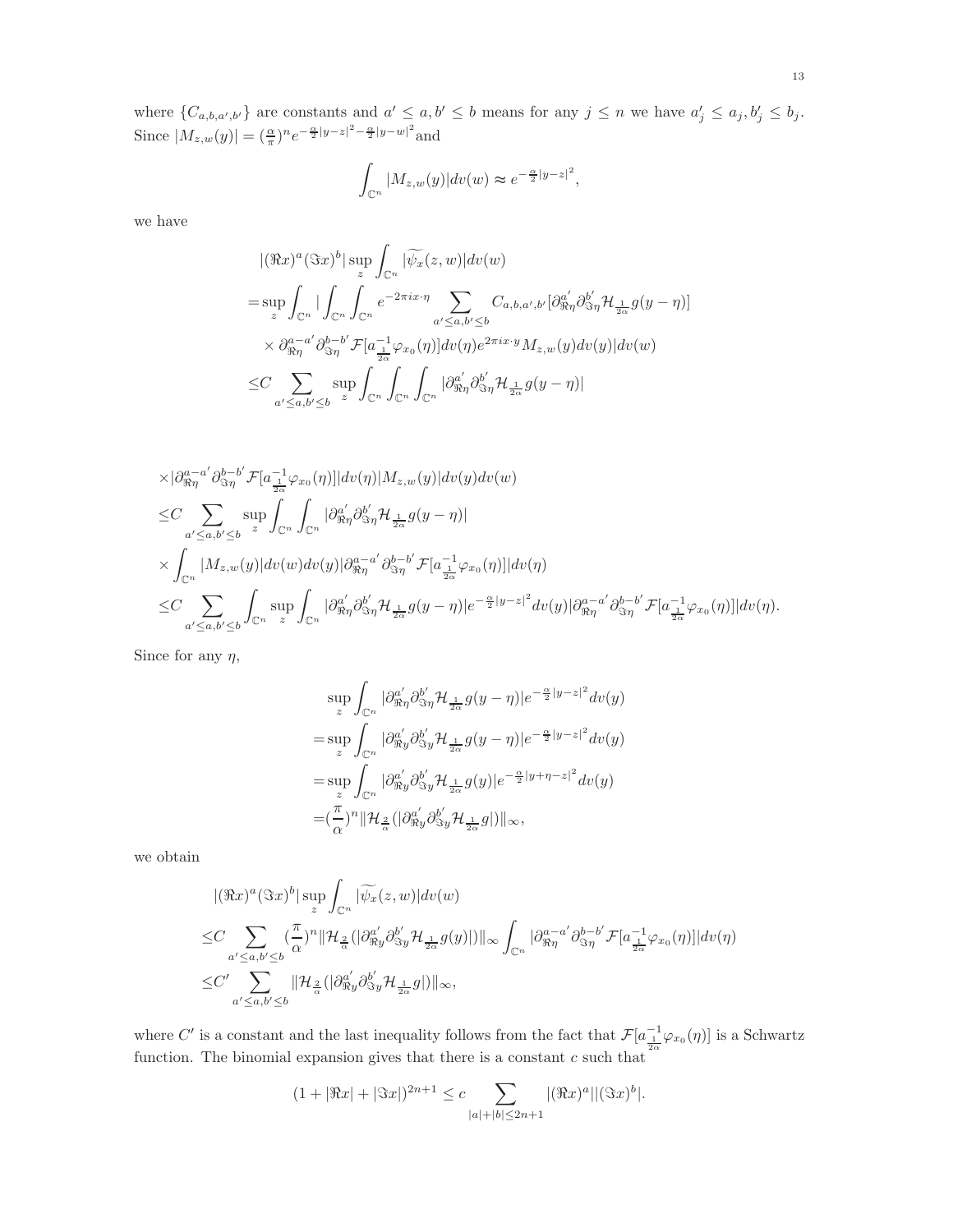where $\{C_{a,b,a',b'}\}$ are constants and $a' \le a, b' \le b$ means for any $j \le n$ we have $a'_j \le a_j, b'_j \le b_j$. Since $|M_{z,w}(y)| = (\frac{\alpha}{\pi})^n e^{-\frac{\alpha}{2}|y-z|^2 - \frac{\alpha}{2}|y-w|^2}$ and

$$\int_{\mathbb{C}^n} |M_{z,w}(y)| dv(w) \approx e^{-\frac{\alpha}{2}|y-z|^2},$$

we have

$$\begin{aligned}
&|(\Re x)^a (\Im x)^b| \sup_z \int_{\mathbb{C}^n} |\widetilde{\psi_x}(z,w)| dv(w) \\
=& \sup_z \int_{\mathbb{C}^n} \Big| \int_{\mathbb{C}^n} \int_{\mathbb{C}^n} e^{-2\pi i x \cdot \eta} \sum_{a' \le a, b' \le b} C_{a,b,a',b'} [\partial^{a'}_{\Re \eta} \partial^{b'}_{\Im \eta} \mathcal{H}_{\frac{1}{2\alpha}} g(y-\eta)] \\
&\times \partial^{a-a'}_{\Re \eta} \partial^{b-b'}_{\Im \eta} \mathcal{F}[a^{-1}_{\frac{1}{2\alpha}} \varphi_{x_0}(\eta)] dv(\eta) e^{2\pi i x \cdot y} M_{z,w}(y) dv(y) \Big| dv(w) \\
\le& C \sum_{a' \le a, b' \le b} \sup_z \int_{\mathbb{C}^n} \int_{\mathbb{C}^n} \int_{\mathbb{C}^n} |\partial^{a'}_{\Re \eta} \partial^{b'}_{\Im \eta} \mathcal{H}_{\frac{1}{2\alpha}} g(y-\eta)|
\end{aligned}$$

$$\begin{aligned}
&\times |\partial^{a-a'}_{\Re \eta} \partial^{b-b'}_{\Im \eta} \mathcal{F}[a^{-1}_{\frac{1}{2\alpha}} \varphi_{x_0}(\eta)]| dv(\eta) |M_{z,w}(y)| dv(y) dv(w) \\
\le& C \sum_{a' \le a, b' \le b} \sup_z \int_{\mathbb{C}^n} \int_{\mathbb{C}^n} |\partial^{a'}_{\Re \eta} \partial^{b'}_{\Im \eta} \mathcal{H}_{\frac{1}{2\alpha}} g(y-\eta)| \\
&\times \int_{\mathbb{C}^n} |M_{z,w}(y)| dv(w) dv(y) |\partial^{a-a'}_{\Re \eta} \partial^{b-b'}_{\Im \eta} \mathcal{F}[a^{-1}_{\frac{1}{2\alpha}} \varphi_{x_0}(\eta)]| dv(\eta) \\
\le& C \sum_{a' \le a, b' \le b} \int_{\mathbb{C}^n} \sup_z \int_{\mathbb{C}^n} |\partial^{a'}_{\Re \eta} \partial^{b'}_{\Im \eta} \mathcal{H}_{\frac{1}{2\alpha}} g(y-\eta)| e^{-\frac{\alpha}{2}|y-z|^2} dv(y) |\partial^{a-a'}_{\Re \eta} \partial^{b-b'}_{\Im \eta} \mathcal{F}[a^{-1}_{\frac{1}{2\alpha}} \varphi_{x_0}(\eta)]| dv(\eta).
\end{aligned}$$

Since for any $\eta$,

$$\begin{aligned}
&\sup_z \int_{\mathbb{C}^n} |\partial^{a'}_{\Re \eta} \partial^{b'}_{\Im \eta} \mathcal{H}_{\frac{1}{2\alpha}} g(y-\eta)| e^{-\frac{\alpha}{2}|y-z|^2} dv(y) \\
=& \sup_z \int_{\mathbb{C}^n} |\partial^{a'}_{\Re y} \partial^{b'}_{\Im y} \mathcal{H}_{\frac{1}{2\alpha}} g(y-\eta)| e^{-\frac{\alpha}{2}|y-z|^2} dv(y) \\
=& \sup_z \int_{\mathbb{C}^n} |\partial^{a'}_{\Re y} \partial^{b'}_{\Im y} \mathcal{H}_{\frac{1}{2\alpha}} g(y)| e^{-\frac{\alpha}{2}|y+\eta-z|^2} dv(y) \\
=& (\frac{\pi}{\alpha})^n \|\mathcal{H}_{\frac{2}{\alpha}} (|\partial^{a'}_{\Re y} \partial^{b'}_{\Im y} \mathcal{H}_{\frac{1}{2\alpha}} g|)\|_\infty,
\end{aligned}$$

we obtain

$$\begin{aligned}
&|(\Re x)^a (\Im x)^b| \sup_z \int_{\mathbb{C}^n} |\widetilde{\psi_x}(z,w)| dv(w) \\
\le& C \sum_{a' \le a, b' \le b} (\frac{\pi}{\alpha})^n \|\mathcal{H}_{\frac{2}{\alpha}} (|\partial^{a'}_{\Re y} \partial^{b'}_{\Im y} \mathcal{H}_{\frac{1}{2\alpha}} g(y)|)\|_\infty \int_{\mathbb{C}^n} |\partial^{a-a'}_{\Re \eta} \partial^{b-b'}_{\Im \eta} \mathcal{F}[a^{-1}_{\frac{1}{2\alpha}} \varphi_{x_0}(\eta)]| dv(\eta) \\
\le& C' \sum_{a' \le a, b' \le b} \|\mathcal{H}_{\frac{2}{\alpha}} (|\partial^{a'}_{\Re y} \partial^{b'}_{\Im y} \mathcal{H}_{\frac{1}{2\alpha}} g|)\|_\infty,
\end{aligned}$$

where $C'$ is a constant and the last inequality follows from the fact that $\mathcal{F}[a^{-1}_{\frac{1}{2\alpha}} \varphi_{x_0}(\eta)]$ is a Schwartz function. The binomial expansion gives that there is a constant $c$ such that

$$(1 + |\Re x| + |\Im x|)^{2n+1} \le c \sum_{|a|+|b| \le 2n+1} |(\Re x)^a| |(\Im x)^b|.$$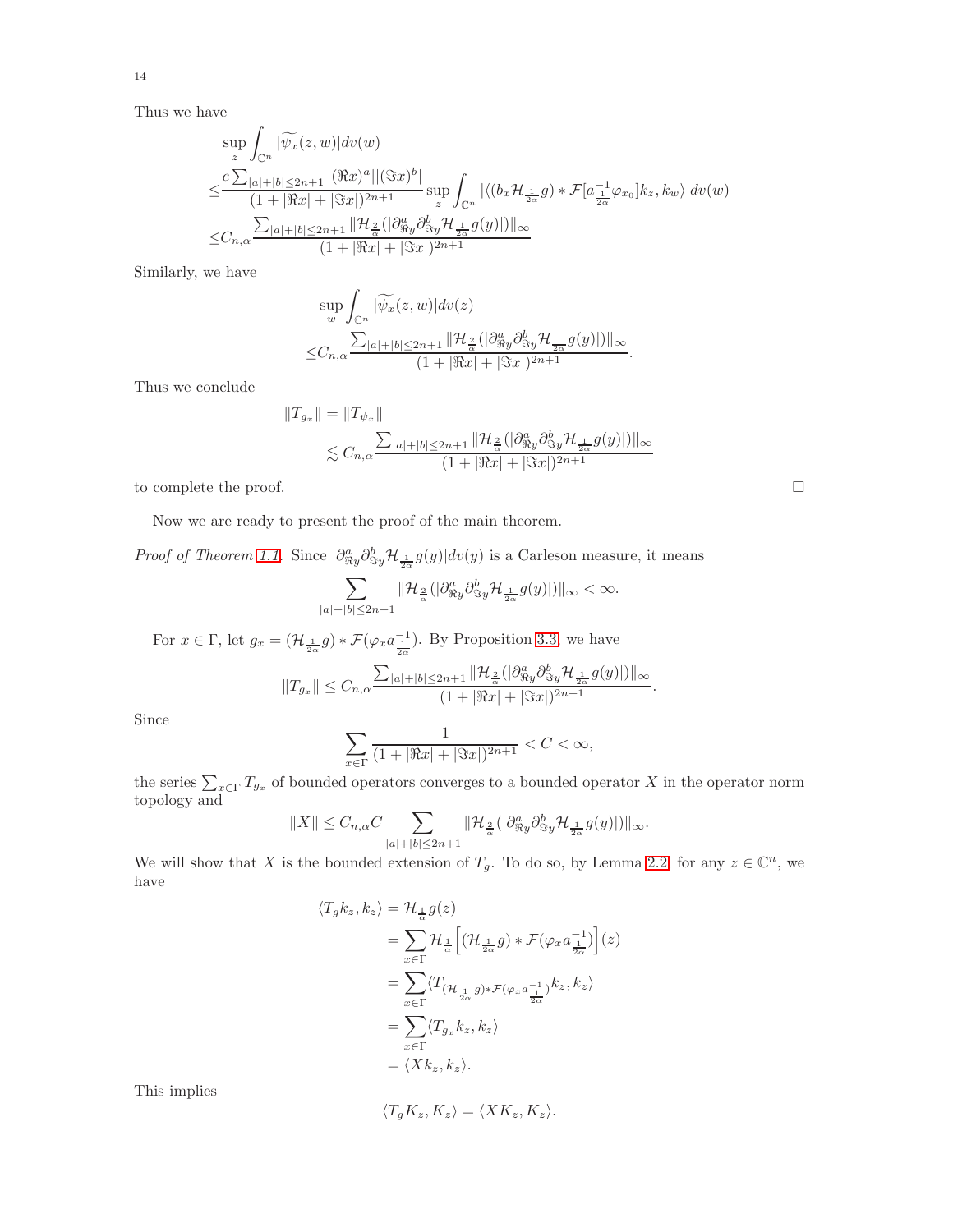Thus we have

$$
\begin{aligned}
&\sup_z \int_{\mathbb{C}^n} |\widetilde{\psi_x}(z,w)| dv(w) \\
\leq & \frac{c \sum_{|a|+|b|\leq 2n+1} |(\Re x)^a||(\Im x)^b|}{(1+|\Re x|+|\Im x|)^{2n+1}} \sup_z \int_{\mathbb{C}^n} |\langle (b_x \mathcal{H}_{\frac{1}{2\alpha}} g) * \mathcal{F}[a^{-1}_{\frac{1}{2\alpha}} \varphi_{x_0}] k_z, k_w \rangle| dv(w) \\
\leq & C_{n,\alpha} \frac{\sum_{|a|+|b|\leq 2n+1} \|\mathcal{H}_{\frac{2}{\alpha}}(|\partial^a_{\Re y} \partial^b_{\Im y} \mathcal{H}_{\frac{1}{2\alpha}} g(y)|)\|_\infty}{(1+|\Re x|+|\Im x|)^{2n+1}}
\end{aligned}
$$

Similarly, we have

$$
\begin{aligned}
&\sup_w \int_{\mathbb{C}^n} |\widetilde{\psi_x}(z,w)| dv(z) \\
\leq & C_{n,\alpha} \frac{\sum_{|a|+|b|\leq 2n+1} \|\mathcal{H}_{\frac{2}{\alpha}}(|\partial^a_{\Re y} \partial^b_{\Im y} \mathcal{H}_{\frac{1}{2\alpha}} g(y)|)\|_\infty}{(1+|\Re x|+|\Im x|)^{2n+1}}.
\end{aligned}
$$

Thus we conclude

$$
\begin{aligned}
\|T_{g_x}\| &= \|T_{\psi_x}\| \\
&\lesssim C_{n,\alpha} \frac{\sum_{|a|+|b|\leq 2n+1} \|\mathcal{H}_{\frac{2}{\alpha}}(|\partial^a_{\Re y} \partial^b_{\Im y} \mathcal{H}_{\frac{1}{2\alpha}} g(y)|)\|_\infty}{(1+|\Re x|+|\Im x|)^{2n+1}}
\end{aligned}
$$

to complete the proof. $\square$

Now we are ready to present the proof of the main theorem.

*Proof of Theorem 1.1.* Since $|\partial^a_{\Re y} \partial^b_{\Im y} \mathcal{H}_{\frac{1}{2\alpha}} g(y)| dv(y)$ is a Carleson measure, it means

$$
\sum_{|a|+|b|\leq 2n+1} \|\mathcal{H}_{\frac{2}{\alpha}}(|\partial^a_{\Re y} \partial^b_{\Im y} \mathcal{H}_{\frac{1}{2\alpha}} g(y)|)\|_\infty < \infty.
$$

For $x \in \Gamma$, let $g_x = (\mathcal{H}_{\frac{1}{2\alpha}} g) * \mathcal{F}(\varphi_x a^{-1}_{\frac{1}{2\alpha}})$. By Proposition 3.3, we have

$$
\|T_{g_x}\| \leq C_{n,\alpha} \frac{\sum_{|a|+|b|\leq 2n+1} \|\mathcal{H}_{\frac{2}{\alpha}}(|\partial^a_{\Re y} \partial^b_{\Im y} \mathcal{H}_{\frac{1}{2\alpha}} g(y)|)\|_\infty}{(1+|\Re x|+|\Im x|)^{2n+1}}.
$$

Since

$$
\sum_{x\in\Gamma} \frac{1}{(1+|\Re x|+|\Im x|)^{2n+1}} < C < \infty,
$$

the series $\sum_{x\in\Gamma} T_{g_x}$ of bounded operators converges to a bounded operator $X$ in the operator norm topology and

$$
\|X\| \leq C_{n,\alpha} C \sum_{|a|+|b|\leq 2n+1} \|\mathcal{H}_{\frac{2}{\alpha}}(|\partial^a_{\Re y} \partial^b_{\Im y} \mathcal{H}_{\frac{1}{2\alpha}} g(y)|)\|_\infty.
$$

We will show that $X$ is the bounded extension of $T_g$. To do so, by Lemma 2.2, for any $z \in \mathbb{C}^n$, we have

$$
\begin{aligned}
\langle T_g k_z, k_z \rangle &= \mathcal{H}_{\frac{1}{\alpha}} g(z) \\
&= \sum_{x\in\Gamma} \mathcal{H}_{\frac{1}{\alpha}} \Big[ (\mathcal{H}_{\frac{1}{2\alpha}} g) * \mathcal{F}(\varphi_x a^{-1}_{\frac{1}{2\alpha}}) \Big](z) \\
&= \sum_{x\in\Gamma} \langle T_{(\mathcal{H}_{\frac{1}{2\alpha}} g) * \mathcal{F}(\varphi_x a^{-1}_{\frac{1}{2\alpha}})} k_z, k_z \rangle \\
&= \sum_{x\in\Gamma} \langle T_{g_x} k_z, k_z \rangle \\
&= \langle X k_z, k_z \rangle.
\end{aligned}
$$

This implies

$$
\langle T_g K_z, K_z \rangle = \langle X K_z, K_z \rangle.
$$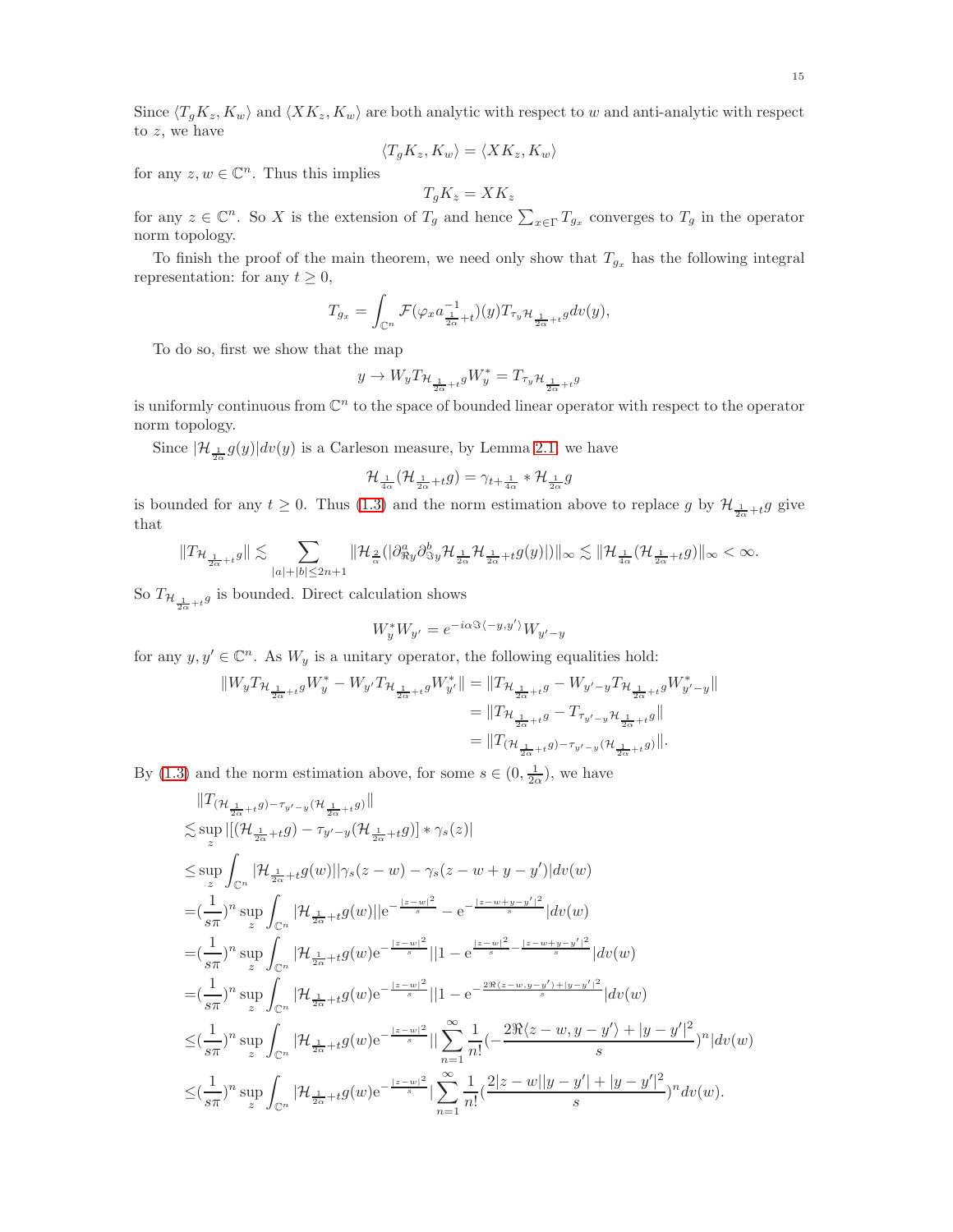Since $\langle T_g K_z, K_w\rangle$ and $\langle XK_z, K_w\rangle$ are both analytic with respect to $w$ and anti-analytic with respect to $z$, we have

$$\langle T_g K_z, K_w\rangle = \langle XK_z, K_w\rangle$$

for any $z, w \in \mathbb{C}^n$. Thus this implies

$$T_g K_z = XK_z$$

for any $z \in \mathbb{C}^n$. So $X$ is the extension of $T_g$ and hence $\sum_{x\in\Gamma} T_{g_x}$ converges to $T_g$ in the operator norm topology.

To finish the proof of the main theorem, we need only show that $T_{g_x}$ has the following integral representation: for any $t \geq 0$,

$$T_{g_x} = \int_{\mathbb{C}^n} \mathcal{F}(\varphi_x a^{-1}_{\frac{1}{2\alpha}+t})(y) T_{\tau_y \mathcal{H}_{\frac{1}{2\alpha}+t} g} dv(y),$$

To do so, first we show that the map

$$y \to W_y T_{\mathcal{H}_{\frac{1}{2\alpha}+t} g} W_y^* = T_{\tau_y \mathcal{H}_{\frac{1}{2\alpha}+t} g}$$

is uniformly continuous from $\mathbb{C}^n$ to the space of bounded linear operator with respect to the operator norm topology.

Since $|\mathcal{H}_{\frac{1}{2\alpha}} g(y)|dv(y)$ is a Carleson measure, by Lemma 2.1, we have

$$\mathcal{H}_{\frac{1}{4\alpha}}(\mathcal{H}_{\frac{1}{2\alpha}+t} g) = \gamma_{t+\frac{1}{4\alpha}} * \mathcal{H}_{\frac{1}{2\alpha}} g$$

is bounded for any $t \geq 0$. Thus (1.3) and the norm estimation above to replace $g$ by $\mathcal{H}_{\frac{1}{2\alpha}+t} g$ give that

$$\|T_{\mathcal{H}_{\frac{1}{2\alpha}+t} g}\| \lesssim \sum_{|a|+|b|\leq 2n+1} \|\mathcal{H}_{\frac{2}{\alpha}}(|\partial^a_{\Re y}\partial^b_{\Im y}\mathcal{H}_{\frac{1}{2\alpha}}\mathcal{H}_{\frac{1}{2\alpha}+t} g(y)|)\|_\infty \lesssim \|\mathcal{H}_{\frac{1}{4\alpha}}(\mathcal{H}_{\frac{1}{2\alpha}+t} g)\|_\infty < \infty.$$

So $T_{\mathcal{H}_{\frac{1}{2\alpha}+t} g}$ is bounded. Direct calculation shows

$$W_y^* W_{y'} = e^{-i\alpha \Im\langle -y, y'\rangle} W_{y'-y}$$

for any $y, y' \in \mathbb{C}^n$. As $W_y$ is a unitary operator, the following equalities hold:

$$\begin{aligned}
\|W_y T_{\mathcal{H}_{\frac{1}{2\alpha}+t} g} W_y^* - W_{y'} T_{\mathcal{H}_{\frac{1}{2\alpha}+t} g} W_{y'}^*\| &= \|T_{\mathcal{H}_{\frac{1}{2\alpha}+t} g} - W_{y'-y} T_{\mathcal{H}_{\frac{1}{2\alpha}+t} g} W_{y'-y}^*\| \\
&= \|T_{\mathcal{H}_{\frac{1}{2\alpha}+t} g} - T_{\tau_{y'-y}\mathcal{H}_{\frac{1}{2\alpha}+t} g}\| \\
&= \|T_{(\mathcal{H}_{\frac{1}{2\alpha}+t} g) - \tau_{y'-y}(\mathcal{H}_{\frac{1}{2\alpha}+t} g)}\|.
\end{aligned}$$

By (1.3) and the norm estimation above, for some $s \in (0, \frac{1}{2\alpha})$, we have

$$\begin{aligned}
&\|T_{(\mathcal{H}_{\frac{1}{2\alpha}+t} g) - \tau_{y'-y}(\mathcal{H}_{\frac{1}{2\alpha}+t} g)}\| \\
\lesssim &\sup_z |[(\mathcal{H}_{\frac{1}{2\alpha}+t} g) - \tau_{y'-y}(\mathcal{H}_{\frac{1}{2\alpha}+t} g)] * \gamma_s(z)| \\
\leq &\sup_z \int_{\mathbb{C}^n} |\mathcal{H}_{\frac{1}{2\alpha}+t} g(w)||\gamma_s(z-w) - \gamma_s(z-w+y-y')|dv(w) \\
= &(\frac{1}{s\pi})^n \sup_z \int_{\mathbb{C}^n} |\mathcal{H}_{\frac{1}{2\alpha}+t} g(w)||\mathrm{e}^{-\frac{|z-w|^2}{s}} - \mathrm{e}^{-\frac{|z-w+y-y'|^2}{s}}|dv(w) \\
= &(\frac{1}{s\pi})^n \sup_z \int_{\mathbb{C}^n} |\mathcal{H}_{\frac{1}{2\alpha}+t} g(w)\mathrm{e}^{-\frac{|z-w|^2}{s}}||1 - \mathrm{e}^{\frac{|z-w|^2}{s} - \frac{|z-w+y-y'|^2}{s}}|dv(w) \\
= &(\frac{1}{s\pi})^n \sup_z \int_{\mathbb{C}^n} |\mathcal{H}_{\frac{1}{2\alpha}+t} g(w)\mathrm{e}^{-\frac{|z-w|^2}{s}}||1 - \mathrm{e}^{-\frac{2\Re\langle z-w, y-y'\rangle + |y-y'|^2}{s}}|dv(w) \\
\leq &(\frac{1}{s\pi})^n \sup_z \int_{\mathbb{C}^n} |\mathcal{H}_{\frac{1}{2\alpha}+t} g(w)\mathrm{e}^{-\frac{|z-w|^2}{s}}||\sum_{n=1}^{\infty} \frac{1}{n!}(-\frac{2\Re\langle z-w, y-y'\rangle + |y-y'|^2}{s})^n|dv(w) \\
\leq &(\frac{1}{s\pi})^n \sup_z \int_{\mathbb{C}^n} |\mathcal{H}_{\frac{1}{2\alpha}+t} g(w)\mathrm{e}^{-\frac{|z-w|^2}{s}}|\sum_{n=1}^{\infty} \frac{1}{n!}(\frac{2|z-w||y-y'| + |y-y'|^2}{s})^n dv(w).
\end{aligned}$$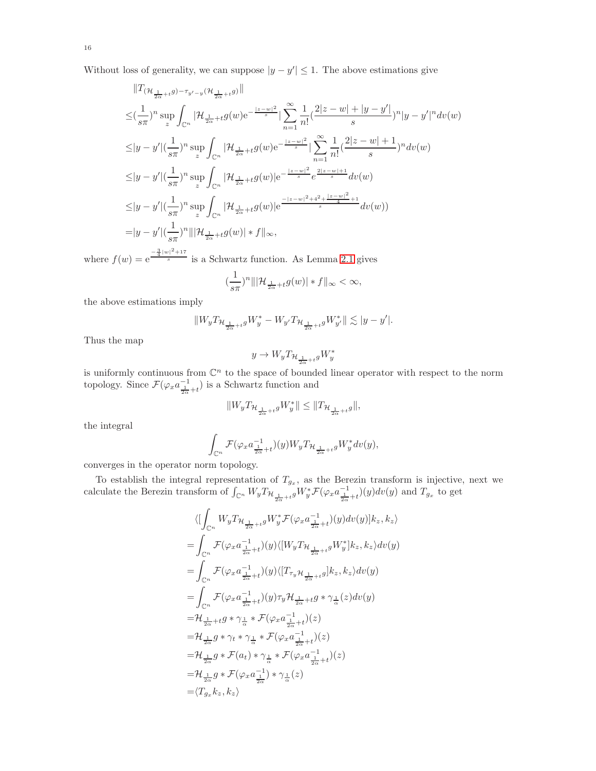Without loss of generality, we can suppose $|y-y'|\leq 1$. The above estimations give

$$
\begin{aligned}
&\|T_{(\mathcal{H}_{\frac{1}{2\alpha}+t}g)-\tau_{y'-y}(\mathcal{H}_{\frac{1}{2\alpha}+t}g)}\|\\
\leq&(\frac{1}{s\pi})^n\sup_z\int_{\mathbb{C}^n}|\mathcal{H}_{\frac{1}{2\alpha}+t}g(w)\mathrm{e}^{-\frac{|z-w|^2}{s}}|\sum_{n=1}^{\infty}\frac{1}{n!}(\frac{2|z-w|+|y-y'|}{s})^n|y-y'|^n dv(w)\\
\leq&|y-y'|(\frac{1}{s\pi})^n\sup_z\int_{\mathbb{C}^n}|\mathcal{H}_{\frac{1}{2\alpha}+t}g(w)\mathrm{e}^{-\frac{|z-w|^2}{s}}|\sum_{n=1}^{\infty}\frac{1}{n!}(\frac{2|z-w|+1}{s})^n dv(w)\\
\leq&|y-y'|(\frac{1}{s\pi})^n\sup_z\int_{\mathbb{C}^n}|\mathcal{H}_{\frac{1}{2\alpha}+t}g(w)|\mathrm{e}^{-\frac{|z-w|^2}{s}}e^{\frac{2|z-w|+1}{s}}dv(w)\\
\leq&|y-y'|(\frac{1}{s\pi})^n\sup_z\int_{\mathbb{C}^n}|\mathcal{H}_{\frac{1}{2\alpha}+t}g(w)|\mathrm{e}^{\frac{-|z-w|^2+4^2+\frac{|z-w|^2}{4}+1}{s}}dv(w))\\
=&|y-y'|(\frac{1}{s\pi})^n\||\mathcal{H}_{\frac{1}{2\alpha}+t}g(w)|*f\|_\infty,
\end{aligned}
$$

where $f(w)=\mathrm{e}^{\frac{-\frac{3}{4}|w|^2+17}{s}}$ is a Schwartz function. As Lemma 2.1 gives

$$
(\frac{1}{s\pi})^n\||\mathcal{H}_{\frac{1}{2\alpha}+t}g(w)|*f\|_\infty<\infty,
$$

the above estimations imply

$$
\|W_yT_{\mathcal{H}_{\frac{1}{2\alpha}+t}g}W_y^*-W_{y'}T_{\mathcal{H}_{\frac{1}{2\alpha}+t}g}W_{y'}^*\|\lesssim|y-y'|.
$$

Thus the map

$$
y\to W_yT_{\mathcal{H}_{\frac{1}{2\alpha}+t}g}W_y^*
$$

is uniformly continuous from $\mathbb{C}^n$ to the space of bounded linear operator with respect to the norm topology. Since $\mathcal{F}(\varphi_x a^{-1}_{\frac{1}{2\alpha}+t})$ is a Schwartz function and

$$
\|W_yT_{\mathcal{H}_{\frac{1}{2\alpha}+t}g}W_y^*\|\leq\|T_{\mathcal{H}_{\frac{1}{2\alpha}+t}g}\|,
$$

the integral

$$
\int_{\mathbb{C}^n}\mathcal{F}(\varphi_x a^{-1}_{\frac{1}{2\alpha}+t})(y)W_yT_{\mathcal{H}_{\frac{1}{2\alpha}+t}g}W_y^*dv(y),
$$

converges in the operator norm topology.

To establish the integral representation of $T_{g_x}$, as the Berezin transform is injective, next we calculate the Berezin transform of $\int_{\mathbb{C}^n}W_yT_{\mathcal{H}_{\frac{1}{2\alpha}+t}g}W_y^*\mathcal{F}(\varphi_x a^{-1}_{\frac{1}{2\alpha}+t})(y)dv(y)$ and $T_{g_x}$ to get

$$
\begin{aligned}
&\langle[\int_{\mathbb{C}^n}W_yT_{\mathcal{H}_{\frac{1}{2\alpha}+t}g}W_y^*\mathcal{F}(\varphi_x a^{-1}_{\frac{1}{2\alpha}+t})(y)dv(y)]k_z,k_z\rangle\\
=&\int_{\mathbb{C}^n}\mathcal{F}(\varphi_x a^{-1}_{\frac{1}{2\alpha}+t})(y)\langle[W_yT_{\mathcal{H}_{\frac{1}{2\alpha}+t}g}W_y^*]k_z,k_z\rangle dv(y)\\
=&\int_{\mathbb{C}^n}\mathcal{F}(\varphi_x a^{-1}_{\frac{1}{2\alpha}+t})(y)\langle[T_{\tau_y\mathcal{H}_{\frac{1}{2\alpha}+t}g}]k_z,k_z\rangle dv(y)\\
=&\int_{\mathbb{C}^n}\mathcal{F}(\varphi_x a^{-1}_{\frac{1}{2\alpha}+t})(y)\tau_y\mathcal{H}_{\frac{1}{2\alpha}+t}g*\gamma_{\frac{1}{\alpha}}(z)dv(y)\\
=&\mathcal{H}_{\frac{1}{2\alpha}+t}g*\gamma_{\frac{1}{\alpha}}*\mathcal{F}(\varphi_x a^{-1}_{\frac{1}{2\alpha}+t})(z)\\
=&\mathcal{H}_{\frac{1}{2\alpha}}g*\gamma_t*\gamma_{\frac{1}{\alpha}}*\mathcal{F}(\varphi_x a^{-1}_{\frac{1}{2\alpha}+t})(z)\\
=&\mathcal{H}_{\frac{1}{2\alpha}}g*\mathcal{F}(a_t)*\gamma_{\frac{1}{\alpha}}*\mathcal{F}(\varphi_x a^{-1}_{\frac{1}{2\alpha}+t})(z)\\
=&\mathcal{H}_{\frac{1}{2\alpha}}g*\mathcal{F}(\varphi_x a^{-1}_{\frac{1}{2\alpha}})*\gamma_{\frac{1}{\alpha}}(z)\\
=&\langle T_{g_x}k_z,k_z\rangle
\end{aligned}
$$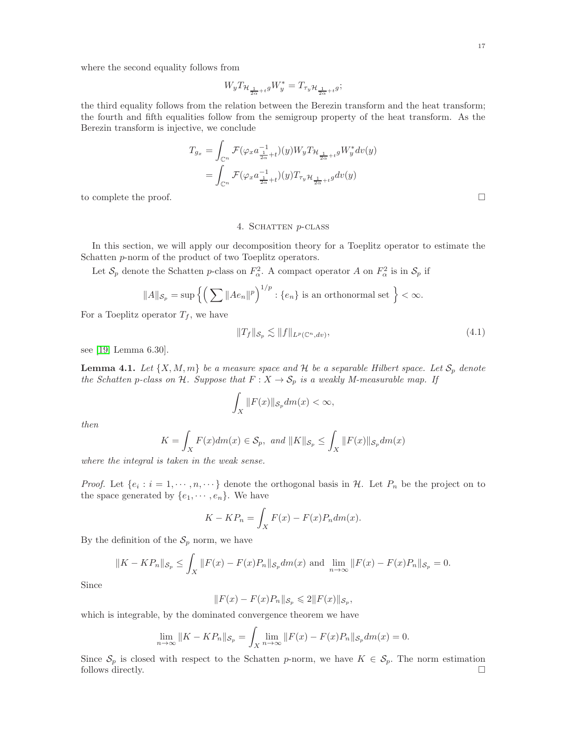where the second equality follows from

$$W_y T_{\mathcal{H}_{\frac{1}{2\alpha}+t}g} W_y^* = T_{\tau_y \mathcal{H}_{\frac{1}{2\alpha}+t}g};$$

the third equality follows from the relation between the Berezin transform and the heat transform; the fourth and fifth equalities follow from the semigroup property of the heat transform. As the Berezin transform is injective, we conclude

$$\begin{aligned} T_{g_x} &= \int_{\mathbb{C}^n} \mathcal{F}(\varphi_x a^{-1}_{\frac{1}{2\alpha}+t})(y) W_y T_{\mathcal{H}_{\frac{1}{2\alpha}+t}g} W_y^* dv(y) \\ &= \int_{\mathbb{C}^n} \mathcal{F}(\varphi_x a^{-1}_{\frac{1}{2\alpha}+t})(y) T_{\tau_y \mathcal{H}_{\frac{1}{2\alpha}+t}g} dv(y) \end{aligned}$$

to complete the proof. $\square$

## 4. Schatten $p$-class

In this section, we will apply our decomposition theory for a Toeplitz operator to estimate the Schatten $p$-norm of the product of two Toeplitz operators.

Let $\mathcal{S}_p$ denote the Schatten $p$-class on $F^2_\alpha$. A compact operator $A$ on $F^2_\alpha$ is in $\mathcal{S}_p$ if

$$\|A\|_{\mathcal{S}_p} = \sup\Big\{ \Big(\sum \|Ae_n\|^p\Big)^{1/p} : \{e_n\} \text{ is an orthonormal set } \Big\} < \infty.$$

For a Toeplitz operator $T_f$, we have

$$\|T_f\|_{\mathcal{S}_p} \lesssim \|f\|_{L^p(\mathbb{C}^n, dv)}, \tag{4.1}$$

see [19, Lemma 6.30].

**Lemma 4.1.** *Let $\{X, M, m\}$ be a measure space and $\mathcal{H}$ be a separable Hilbert space. Let $\mathcal{S}_p$ denote the Schatten $p$-class on $\mathcal{H}$. Suppose that $F : X \to \mathcal{S}_p$ is a weakly $M$-measurable map. If*

$$\int_X \|F(x)\|_{\mathcal{S}_p} dm(x) < \infty,$$

*then*

$$K = \int_X F(x) dm(x) \in \mathcal{S}_p, \text{ and } \|K\|_{\mathcal{S}_p} \leq \int_X \|F(x)\|_{\mathcal{S}_p} dm(x)$$

*where the integral is taken in the weak sense.*

*Proof.* Let $\{e_i : i = 1, \cdots, n, \cdots\}$ denote the orthogonal basis in $\mathcal{H}$. Let $P_n$ be the project on to the space generated by $\{e_1, \cdots, e_n\}$. We have

$$K - KP_n = \int_X F(x) - F(x)P_n dm(x).$$

By the definition of the $\mathcal{S}_p$ norm, we have

$$\|K - KP_n\|_{\mathcal{S}_p} \leq \int_X \|F(x) - F(x)P_n\|_{\mathcal{S}_p} dm(x) \text{ and } \lim_{n\to\infty} \|F(x) - F(x)P_n\|_{\mathcal{S}_p} = 0.$$

Since

$$\|F(x) - F(x)P_n\|_{\mathcal{S}_p} \leqslant 2\|F(x)\|_{\mathcal{S}_p},$$

which is integrable, by the dominated convergence theorem we have

$$\lim_{n\to\infty} \|K - KP_n\|_{\mathcal{S}_p} = \int_X \lim_{n\to\infty} \|F(x) - F(x)P_n\|_{\mathcal{S}_p} dm(x) = 0.$$

Since $\mathcal{S}_p$ is closed with respect to the Schatten $p$-norm, we have $K \in \mathcal{S}_p$. The norm estimation follows directly. $\square$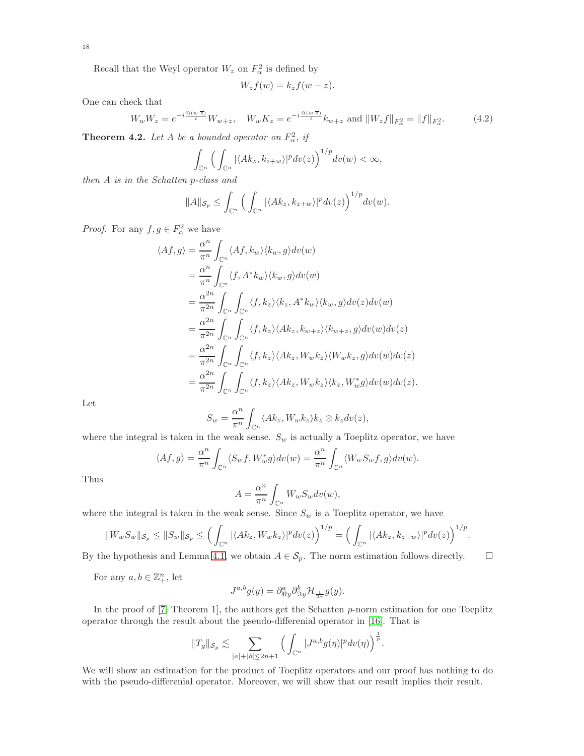Recall that the Weyl operator $W_z$ on $F^2_\alpha$ is defined by

$$W_z f(w) = k_z f(w-z).$$

One can check that

$$W_w W_z = e^{-i\frac{\Im(w\cdot\overline{z})}{t}} W_{w+z}, \quad W_w K_z = e^{-i\frac{\Im(w\cdot\overline{z})}{t}} k_{w+z} \text{ and } \|W_z f\|_{F^2_\alpha} = \|f\|_{F^2_\alpha}. \tag{4.2}$$

**Theorem 4.2.** *Let $A$ be a bounded operator on $F^2_\alpha$, if*

$$\int_{\mathbb{C}^n} \Big( \int_{\mathbb{C}^n} |\langle Ak_z, k_{z+w}\rangle|^p dv(z) \Big)^{1/p} dv(w) < \infty,$$

*then $A$ is in the Schatten $p$-class and*

$$\|A\|_{\mathcal{S}_p} \leq \int_{\mathbb{C}^n} \Big( \int_{\mathbb{C}^n} |\langle Ak_z, k_{z+w}\rangle|^p dv(z) \Big)^{1/p} dv(w).$$

*Proof.* For any $f, g \in F^2_\alpha$ we have

$$\begin{aligned}
\langle Af, g\rangle &= \frac{\alpha^n}{\pi^n} \int_{\mathbb{C}^n} \langle Af, k_w\rangle \langle k_w, g\rangle dv(w) \\
&= \frac{\alpha^n}{\pi^n} \int_{\mathbb{C}^n} \langle f, A^* k_w\rangle \langle k_w, g\rangle dv(w) \\
&= \frac{\alpha^{2n}}{\pi^{2n}} \int_{\mathbb{C}^n} \int_{\mathbb{C}^n} \langle f, k_z\rangle \langle k_z, A^* k_w\rangle \langle k_w, g\rangle dv(z) dv(w) \\
&= \frac{\alpha^{2n}}{\pi^{2n}} \int_{\mathbb{C}^n} \int_{\mathbb{C}^n} \langle f, k_z\rangle \langle Ak_z, k_{w+z}\rangle \langle k_{w+z}, g\rangle dv(w) dv(z) \\
&= \frac{\alpha^{2n}}{\pi^{2n}} \int_{\mathbb{C}^n} \int_{\mathbb{C}^n} \langle f, k_z\rangle \langle Ak_z, W_w k_z\rangle \langle W_w k_z, g\rangle dv(w) dv(z) \\
&= \frac{\alpha^{2n}}{\pi^{2n}} \int_{\mathbb{C}^n} \int_{\mathbb{C}^n} \langle f, k_z\rangle \langle Ak_z, W_w k_z\rangle \langle k_z, W_w^* g\rangle dv(w) dv(z).
\end{aligned}$$

Let

$$S_w = \frac{\alpha^n}{\pi^n} \int_{\mathbb{C}^n} \langle Ak_z, W_w k_z\rangle k_z \otimes k_z dv(z),$$

where the integral is taken in the weak sense. $S_w$ is actually a Toeplitz operator, we have

$$\langle Af, g\rangle = \frac{\alpha^n}{\pi^n} \int_{\mathbb{C}^n} \langle S_w f, W_w^* g\rangle dv(w) = \frac{\alpha^n}{\pi^n} \int_{\mathbb{C}^n} \langle W_w S_w f, g\rangle dv(w).$$

Thus

$$A = \frac{\alpha^n}{\pi^n} \int_{\mathbb{C}^n} W_w S_w dv(w),$$

where the integral is taken in the weak sense. Since $S_w$ is a Toeplitz operator, we have

$$\|W_w S_w\|_{\mathcal{S}_p} \leq \|S_w\|_{\mathcal{S}_p} \leq \Big( \int_{\mathbb{C}^n} |\langle Ak_z, W_w k_z\rangle|^p dv(z) \Big)^{1/p} = \Big( \int_{\mathbb{C}^n} |\langle Ak_z, k_{z+w}\rangle|^p dv(z) \Big)^{1/p}.$$

By the hypothesis and Lemma 4.1, we obtain $A \in \mathcal{S}_p$. The norm estimation follows directly. $\square$

For any $a, b \in \mathbb{Z}^n_+$, let

$$J^{a,b} g(y) = \partial^a_{\Re y} \partial^b_{\Im y} \mathcal{H}_{\frac{1}{2\alpha}} g(y).$$

In the proof of [7, Theorem 1], the authors get the Schatten $p$-norm estimation for one Toeplitz operator through the result about the pseudo-differenial operator in [16]. That is

$$\|T_g\|_{\mathcal{S}_p} \lesssim \sum_{|a|+|b|\leq 2n+1} \Big( \int_{\mathbb{C}^n} |J^{a,b} g(\eta)|^p dv(\eta) \Big)^{\frac{1}{p}}.$$

We will show an estimation for the product of Toeplitz operators and our proof has nothing to do with the pseudo-differenial operator. Moreover, we will show that our result implies their result.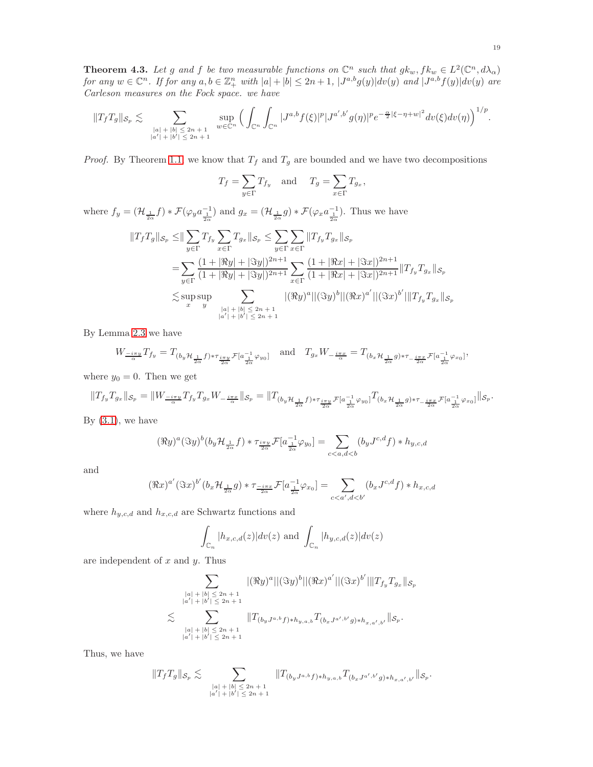**Theorem 4.3.** *Let $g$ and $f$ be two measurable functions on $\mathbb{C}^n$ such that $gk_w, fk_w \in L^2(\mathbb{C}^n, d\lambda_\alpha)$ for any $w \in \mathbb{C}^n$. If for any $a, b \in \mathbb{Z}_+^n$ with $|a|+|b| \leq 2n+1$, $|J^{a,b}g(y)|dv(y)$ and $|J^{a,b}f(y)|dv(y)$ are Carleson measures on the Fock space. we have*

$$\|T_f T_g\|_{\mathcal{S}_p} \lesssim \sum_{\substack{|a|+|b| \leq 2n+1 \\ |a'|+|b'| \leq 2n+1}} \sup_{w \in \mathbb{C}^n} \Big( \int_{\mathbb{C}^n} \int_{\mathbb{C}^n} |J^{a,b} f(\xi)|^p |J^{a',b'} g(\eta)|^p e^{-\frac{\alpha}{2}|\xi - \eta + w|^2} dv(\xi) dv(\eta) \Big)^{1/p}.$$

*Proof.* By Theorem 1.1 we know that $T_f$ and $T_g$ are bounded and we have two decompositions

$$T_f = \sum_{y \in \Gamma} T_{f_y} \quad \text{and} \quad T_g = \sum_{x \in \Gamma} T_{g_x},$$

where $f_y = (\mathcal{H}_{\frac{1}{2\alpha}} f) * \mathcal{F}(\varphi_y a_{\frac{1}{2\alpha}}^{-1})$ and $g_x = (\mathcal{H}_{\frac{1}{2\alpha}} g) * \mathcal{F}(\varphi_x a_{\frac{1}{2\alpha}}^{-1})$. Thus we have

$$\begin{aligned}
\|T_f T_g\|_{\mathcal{S}_p} \leq & \| \sum_{y \in \Gamma} T_{f_y} \sum_{x \in \Gamma} T_{g_x} \|_{\mathcal{S}_p} \leq \sum_{y \in \Gamma} \sum_{x \in \Gamma} \|T_{f_y} T_{g_x}\|_{\mathcal{S}_p} \\
= & \sum_{y \in \Gamma} \frac{(1 + |\Re y| + |\Im y|)^{2n+1}}{(1 + |\Re y| + |\Im y|)^{2n+1}} \sum_{x \in \Gamma} \frac{(1 + |\Re x| + |\Im x|)^{2n+1}}{(1 + |\Re x| + |\Im x|)^{2n+1}} \|T_{f_y} T_{g_x}\|_{\mathcal{S}_p} \\
\lesssim & \sup_x \sup_y \sum_{\substack{|a|+|b| \leq 2n+1 \\ |a'|+|b'| \leq 2n+1}} |(\Re y)^a| |(\Im y)^b| |(\Re x)^{a'}| |(\Im x)^{b'}| \|T_{f_y} T_{g_x}\|_{\mathcal{S}_p}
\end{aligned}$$

By Lemma 2.3 we have

$$W_{\frac{-i\pi y}{\alpha}} T_{f_y} = T_{(b_y \mathcal{H}_{\frac{1}{2\alpha}} f) * \tau_{\frac{i\pi y}{2\alpha}} \mathcal{F}[a_{\frac{1}{2\alpha}}^{-1} \varphi_{y_0}]} \quad \text{and} \quad T_{g_x} W_{-\frac{i\pi x}{\alpha}} = T_{(b_x \mathcal{H}_{\frac{1}{2\alpha}} g) * \tau_{-\frac{i\pi x}{2\alpha}} \mathcal{F}[a_{\frac{1}{2\alpha}}^{-1} \varphi_{x_0}]},$$

where $y_0 = 0$. Then we get

$$\|T_{f_y} T_{g_x}\|_{\mathcal{S}_p} = \|W_{\frac{-i\pi y}{\alpha}} T_{f_y} T_{g_x} W_{-\frac{i\pi x}{\alpha}}\|_{\mathcal{S}_p} = \|T_{(b_y \mathcal{H}_{\frac{1}{2\alpha}} f) * \tau_{\frac{i\pi y}{2\alpha}} \mathcal{F}[a_{\frac{1}{2\alpha}}^{-1} \varphi_{y_0}]} T_{(b_x \mathcal{H}_{\frac{1}{2\alpha}} g) * \tau_{-\frac{i\pi x}{2\alpha}} \mathcal{F}[a_{\frac{1}{2\alpha}}^{-1} \varphi_{x_0}]}\|_{\mathcal{S}_p}.$$

By (3.1), we have

$$(\Re y)^a (\Im y)^b (b_y \mathcal{H}_{\frac{1}{2\alpha}} f) * \tau_{\frac{i\pi y}{2\alpha}} \mathcal{F}[a_{\frac{1}{2\alpha}}^{-1} \varphi_{y_0}] = \sum_{c < a, d < b} (b_y J^{c,d} f) * h_{y,c,d}$$

and

$$(\Re x)^{a'} (\Im x)^{b'} (b_x \mathcal{H}_{\frac{1}{2\alpha}} g) * \tau_{\frac{-i\pi x}{2\alpha}} \mathcal{F}[a_{\frac{1}{2\alpha}}^{-1} \varphi_{x_0}] = \sum_{c < a', d < b'} (b_x J^{c,d} f) * h_{x,c,d}$$

where $h_{y,c,d}$ and $h_{x,c,d}$ are Schwartz functions and

$$\int_{\mathbb{C}_n} |h_{x,c,d}(z)| dv(z) \text{ and } \int_{\mathbb{C}_n} |h_{y,c,d}(z)| dv(z)$$

are independent of $x$ and $y$. Thus

$$\begin{aligned}
& \sum_{\substack{|a|+|b| \leq 2n+1 \\ |a'|+|b'| \leq 2n+1}} |(\Re y)^a| |(\Im y)^b| |(\Re x)^{a'}| |(\Im x)^{b'}| \|T_{f_y} T_{g_x}\|_{\mathcal{S}_p} \\
\lesssim & \sum_{\substack{|a|+|b| \leq 2n+1 \\ |a'|+|b'| \leq 2n+1}} \|T_{(b_y J^{a,b} f) * h_{y,a,b}} T_{(b_x J^{a',b'} g) * h_{x,a',b'}}\|_{\mathcal{S}_p}.
\end{aligned}$$

Thus, we have

$$\|T_f T_g\|_{\mathcal{S}_p} \lesssim \sum_{\substack{|a|+|b| \leq 2n+1 \\ |a'|+|b'| \leq 2n+1}} \|T_{(b_y J^{a,b} f) * h_{y,a,b}} T_{(b_x J^{a',b'} g) * h_{x,a',b'}}\|_{\mathcal{S}_p}.$$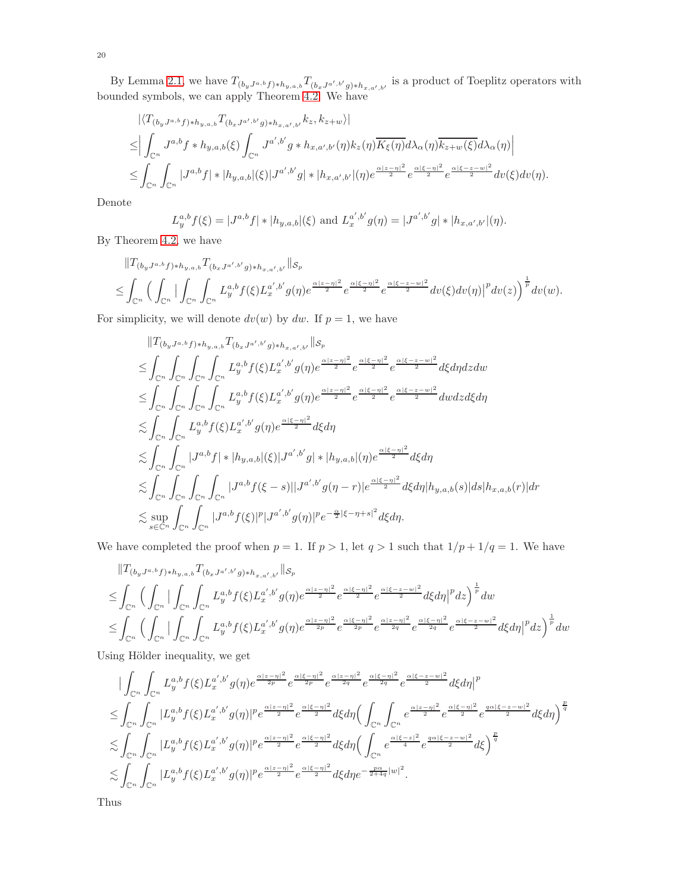By Lemma 2.1, we have $T_{(b_y J^{a,b} f)*h_{y,a,b}} T_{(b_x J^{a',b'} g)*h_{x,a',b'}}$ is a product of Toeplitz operators with bounded symbols, we can apply Theorem 4.2. We have

$$
\begin{aligned}
&|\langle T_{(b_y J^{a,b} f)*h_{y,a,b}} T_{(b_x J^{a',b'} g)*h_{x,a',b'}} k_z, k_{z+w}\rangle| \\
\leq &\Big| \int_{\mathbb{C}^n} J^{a,b} f * h_{y,a,b}(\xi) \int_{\mathbb{C}^n} J^{a',b'} g * h_{x,a',b'}(\eta) k_z(\eta) \overline{K_\xi(\eta)} d\lambda_\alpha(\eta) \overline{k_{z+w}(\xi)} d\lambda_\alpha(\eta) \Big| \\
\leq &\int_{\mathbb{C}^n} \int_{\mathbb{C}^n} |J^{a,b} f| * |h_{y,a,b}|(\xi) |J^{a',b'} g| * |h_{x,a',b'}|(\eta) e^{\frac{\alpha|z-\eta|^2}{2}} e^{\frac{\alpha|\xi-\eta|^2}{2}} e^{\frac{\alpha|\xi-z-w|^2}{2}} dv(\xi) dv(\eta).
\end{aligned}
$$

Denote

$$
L_y^{a,b} f(\xi) = |J^{a,b} f| * |h_{y,a,b}|(\xi) \text{ and } L_x^{a',b'} g(\eta) = |J^{a',b'} g| * |h_{x,a',b'}|(\eta).
$$

By Theorem 4.2, we have

$$
\begin{aligned}
&\|T_{(b_y J^{a,b} f)*h_{y,a,b}} T_{(b_x J^{a',b'} g)*h_{x,a',b'}}\|_{S_p} \\
\leq &\int_{\mathbb{C}^n} \Big( \int_{\mathbb{C}^n} \Big| \int_{\mathbb{C}^n} \int_{\mathbb{C}^n} L_y^{a,b} f(\xi) L_x^{a',b'} g(\eta) e^{\frac{\alpha|z-\eta|^2}{2}} e^{\frac{\alpha|\xi-\eta|^2}{2}} e^{\frac{\alpha|\xi-z-w|^2}{2}} dv(\xi) dv(\eta) \Big|^p dv(z) \Big)^{\frac{1}{p}} dv(w).
\end{aligned}
$$

For simplicity, we will denote $dv(w)$ by $dw$. If $p = 1$, we have

$$
\begin{aligned}
&\|T_{(b_y J^{a,b} f)*h_{y,a,b}} T_{(b_x J^{a',b'} g)*h_{x,a',b'}}\|_{S_p} \\
\leq &\int_{\mathbb{C}^n} \int_{\mathbb{C}^n} \int_{\mathbb{C}^n} \int_{\mathbb{C}^n} L_y^{a,b} f(\xi) L_x^{a',b'} g(\eta) e^{\frac{\alpha|z-\eta|^2}{2}} e^{\frac{\alpha|\xi-\eta|^2}{2}} e^{\frac{\alpha|\xi-z-w|^2}{2}} d\xi d\eta dz dw \\
\leq &\int_{\mathbb{C}^n} \int_{\mathbb{C}^n} \int_{\mathbb{C}^n} \int_{\mathbb{C}^n} L_y^{a,b} f(\xi) L_x^{a',b'} g(\eta) e^{\frac{\alpha|z-\eta|^2}{2}} e^{\frac{\alpha|\xi-\eta|^2}{2}} e^{\frac{\alpha|\xi-z-w|^2}{2}} dw dz d\xi d\eta \\
\lesssim &\int_{\mathbb{C}^n} \int_{\mathbb{C}^n} L_y^{a,b} f(\xi) L_x^{a',b'} g(\eta) e^{\frac{\alpha|\xi-\eta|^2}{2}} d\xi d\eta \\
\lesssim &\int_{\mathbb{C}^n} \int_{\mathbb{C}^n} |J^{a,b} f| * |h_{y,a,b}|(\xi) |J^{a',b'} g| * |h_{y,a,b}|(\eta) e^{\frac{\alpha|\xi-\eta|^2}{2}} d\xi d\eta \\
\lesssim &\int_{\mathbb{C}^n} \int_{\mathbb{C}^n} \int_{\mathbb{C}^n} \int_{\mathbb{C}^n} |J^{a,b} f(\xi - s)| |J^{a',b'} g(\eta - r)| e^{\frac{\alpha|\xi-\eta|^2}{2}} d\xi d\eta |h_{y,a,b}(s)| ds |h_{x,a,b}(r)| dr \\
\lesssim &\sup_{s \in \mathbb{C}^n} \int_{\mathbb{C}^n} \int_{\mathbb{C}^n} |J^{a,b} f(\xi)|^p |J^{a',b'} g(\eta)|^p e^{-\frac{\alpha}{2}|\xi-\eta+s|^2} d\xi d\eta.
\end{aligned}
$$

We have completed the proof when $p = 1$. If $p > 1$, let $q > 1$ such that $1/p + 1/q = 1$. We have

$$
\begin{aligned}
&\|T_{(b_y J^{a,b} f)*h_{y,a,b}} T_{(b_x J^{a',b'} g)*h_{x,a',b'}}\|_{S_p} \\
\leq &\int_{\mathbb{C}^n} \Big( \int_{\mathbb{C}^n} \Big| \int_{\mathbb{C}^n} \int_{\mathbb{C}^n} L_y^{a,b} f(\xi) L_x^{a',b'} g(\eta) e^{\frac{\alpha|z-\eta|^2}{2}} e^{\frac{\alpha|\xi-\eta|^2}{2}} e^{\frac{\alpha|\xi-z-w|^2}{2}} d\xi d\eta \Big|^p dz \Big)^{\frac{1}{p}} dw \\
\leq &\int_{\mathbb{C}^n} \Big( \int_{\mathbb{C}^n} \Big| \int_{\mathbb{C}^n} \int_{\mathbb{C}^n} L_y^{a,b} f(\xi) L_x^{a',b'} g(\eta) e^{\frac{\alpha|z-\eta|^2}{2p}} e^{\frac{\alpha|\xi-\eta|^2}{2p}} e^{\frac{\alpha|z-\eta|^2}{2q}} e^{\frac{\alpha|\xi-\eta|^2}{2q}} e^{\frac{\alpha|\xi-z-w|^2}{2}} d\xi d\eta \Big|^p dz \Big)^{\frac{1}{p}} dw
\end{aligned}
$$

Using Hölder inequality, we get

$$
\begin{aligned}
&\Big| \int_{\mathbb{C}^n} \int_{\mathbb{C}^n} L_y^{a,b} f(\xi) L_x^{a',b'} g(\eta) e^{\frac{\alpha|z-\eta|^2}{2p}} e^{\frac{\alpha|\xi-\eta|^2}{2p}} e^{\frac{\alpha|z-\eta|^2}{2q}} e^{\frac{\alpha|\xi-\eta|^2}{2q}} e^{\frac{\alpha|\xi-z-w|^2}{2}} d\xi d\eta \Big|^p \\
\leq &\int_{\mathbb{C}^n} \int_{\mathbb{C}^n} |L_y^{a,b} f(\xi) L_x^{a',b'} g(\eta)|^p e^{\frac{\alpha|z-\eta|^2}{2}} e^{\frac{\alpha|\xi-\eta|^2}{2}} d\xi d\eta \Big( \int_{\mathbb{C}^n} \int_{\mathbb{C}^n} e^{\frac{\alpha|z-\eta|^2}{2}} e^{\frac{\alpha|\xi-\eta|^2}{2}} e^{\frac{q\alpha|\xi-z-w|^2}{2}} d\xi d\eta \Big)^{\frac{p}{q}} \\
\lesssim &\int_{\mathbb{C}^n} \int_{\mathbb{C}^n} |L_y^{a,b} f(\xi) L_x^{a',b'} g(\eta)|^p e^{\frac{\alpha|z-\eta|^2}{2}} e^{\frac{\alpha|\xi-\eta|^2}{2}} d\xi d\eta \Big( \int_{\mathbb{C}^n} e^{\frac{\alpha|\xi-z|^2}{4}} e^{\frac{q\alpha|\xi-z-w|^2}{2}} d\xi \Big)^{\frac{p}{q}} \\
\lesssim &\int_{\mathbb{C}^n} \int_{\mathbb{C}^n} |L_y^{a,b} f(\xi) L_x^{a',b'} g(\eta)|^p e^{\frac{\alpha|z-\eta|^2}{2}} e^{\frac{\alpha|\xi-\eta|^2}{2}} d\xi d\eta e^{-\frac{p\alpha}{2+4q}|w|^2}.
\end{aligned}
$$

Thus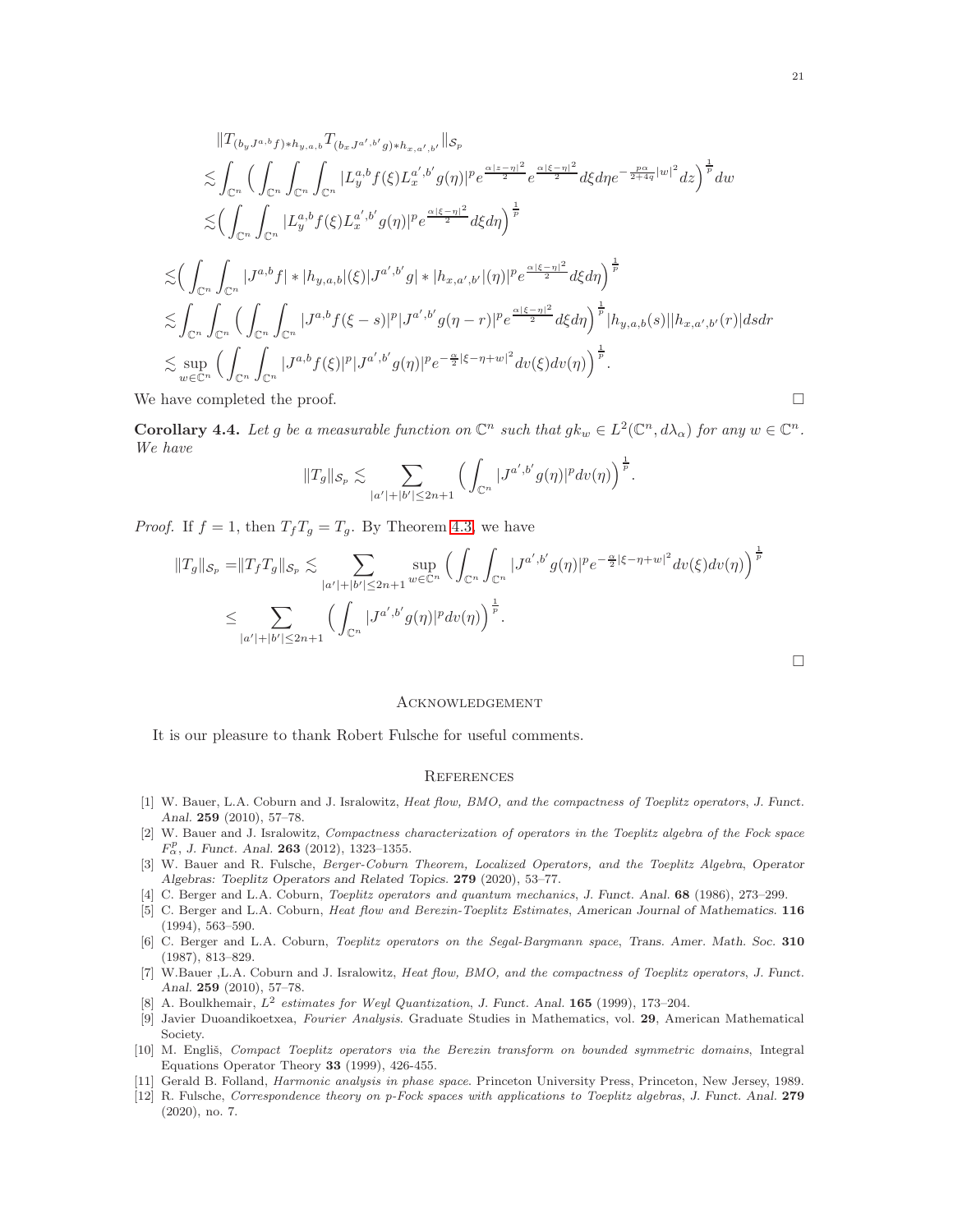$$
\begin{aligned}
&\|T_{(b_y J^{a,b} f)*h_{y,a,b}} T_{(b_x J^{a',b'} g)*h_{x,a',b'}}\|_{\mathcal{S}_p} \\
&\lesssim \int_{\mathbb{C}^n} \Big( \int_{\mathbb{C}^n} \int_{\mathbb{C}^n} \int_{\mathbb{C}^n} |L_y^{a,b} f(\xi) L_x^{a',b'} g(\eta)|^p e^{\frac{\alpha|z-\eta|^2}{2}} e^{\frac{\alpha|\xi-\eta|^2}{2}} d\xi d\eta e^{-\frac{p\alpha}{2+4q}|w|^2} dz \Big)^{\frac{1}{p}} dw \\
&\lesssim \Big( \int_{\mathbb{C}^n} \int_{\mathbb{C}^n} |L_y^{a,b} f(\xi) L_x^{a',b'} g(\eta)|^p e^{\frac{\alpha|\xi-\eta|^2}{2}} d\xi d\eta \Big)^{\frac{1}{p}}
\end{aligned}
$$

$$
\begin{aligned}
&\lesssim \Big( \int_{\mathbb{C}^n} \int_{\mathbb{C}^n} |J^{a,b} f| * |h_{y,a,b}|(\xi) |J^{a',b'} g| * |h_{x,a',b'}|(\eta))^p e^{\frac{\alpha|\xi-\eta|^2}{2}} d\xi d\eta \Big)^{\frac{1}{p}} \\
&\lesssim \int_{\mathbb{C}^n} \int_{\mathbb{C}^n} \Big( \int_{\mathbb{C}^n} \int_{\mathbb{C}^n} |J^{a,b} f(\xi - s)|^p |J^{a',b'} g(\eta - r)|^p e^{\frac{\alpha|\xi-\eta|^2}{2}} d\xi d\eta \Big)^{\frac{1}{p}} |h_{y,a,b}(s)||h_{x,a',b'}(r)| ds dr \\
&\lesssim \sup_{w\in\mathbb{C}^n} \Big( \int_{\mathbb{C}^n} \int_{\mathbb{C}^n} |J^{a,b} f(\xi)|^p |J^{a',b'} g(\eta)|^p e^{-\frac{\alpha}{2}|\xi-\eta+w|^2} dv(\xi) dv(\eta) \Big)^{\frac{1}{p}}.
\end{aligned}
$$

We have completed the proof. □

**Corollary 4.4.** *Let $g$ be a measurable function on $\mathbb{C}^n$ such that $gk_w \in L^2(\mathbb{C}^n, d\lambda_\alpha)$ for any $w \in \mathbb{C}^n$. We have*

$$
\|T_g\|_{\mathcal{S}_p} \lesssim \sum_{|a'|+|b'|\le 2n+1} \Big( \int_{\mathbb{C}^n} |J^{a',b'} g(\eta)|^p dv(\eta) \Big)^{\frac{1}{p}}.
$$

*Proof.* If $f = 1$, then $T_f T_g = T_g$. By Theorem 4.3, we have

$$
\begin{aligned}
\|T_g\|_{\mathcal{S}_p} = \|T_f T_g\|_{\mathcal{S}_p} &\lesssim \sum_{|a'|+|b'|\le 2n+1} \sup_{w\in\mathbb{C}^n} \Big( \int_{\mathbb{C}^n} \int_{\mathbb{C}^n} |J^{a',b'} g(\eta)|^p e^{-\frac{\alpha}{2}|\xi-\eta+w|^2} dv(\xi) dv(\eta) \Big)^{\frac{1}{p}} \\
&\le \sum_{|a'|+|b'|\le 2n+1} \Big( \int_{\mathbb{C}^n} |J^{a',b'} g(\eta)|^p dv(\eta) \Big)^{\frac{1}{p}}.
\end{aligned}
$$

□

## Acknowledgement

It is our pleasure to thank Robert Fulsche for useful comments.

## References

[1] W. Bauer, L.A. Coburn and J. Isralowitz, *Heat flow, BMO, and the compactness of Toeplitz operators*, J. Funct. Anal. **259** (2010), 57–78.

[2] W. Bauer and J. Isralowitz, *Compactness characterization of operators in the Toeplitz algebra of the Fock space $F^p_\alpha$*, J. Funct. Anal. **263** (2012), 1323–1355.

[3] W. Bauer and R. Fulsche, *Berger-Coburn Theorem, Localized Operators, and the Toeplitz Algebra*, Operator Algebras: Toeplitz Operators and Related Topics. **279** (2020), 53–77.

[4] C. Berger and L.A. Coburn, *Toeplitz operators and quantum mechanics*, J. Funct. Anal. **68** (1986), 273–299.

[5] C. Berger and L.A. Coburn, *Heat flow and Berezin-Toeplitz Estimates*, American Journal of Mathematics. **116** (1994), 563–590.

[6] C. Berger and L.A. Coburn, *Toeplitz operators on the Segal-Bargmann space*, Trans. Amer. Math. Soc. **310** (1987), 813–829.

[7] W.Bauer ,L.A. Coburn and J. Isralowitz, *Heat flow, BMO, and the compactness of Toeplitz operators*, J. Funct. Anal. **259** (2010), 57–78.

[8] A. Boulkhemair, *$L^2$ estimates for Weyl Quantization*, J. Funct. Anal. **165** (1999), 173–204.

[9] Javier Duoandikoetxea, *Fourier Analysis*. Graduate Studies in Mathematics, vol. **29**, American Mathematical Society.

[10] M. Engliš, *Compact Toeplitz operators via the Berezin transform on bounded symmetric domains*, Integral Equations Operator Theory **33** (1999), 426-455.

[11] Gerald B. Folland, *Harmonic analysis in phase space.* Princeton University Press, Princeton, New Jersey, 1989.

[12] R. Fulsche, *Correspondence theory on p-Fock spaces with applications to Toeplitz algebras*, J. Funct. Anal. **279** (2020), no. 7.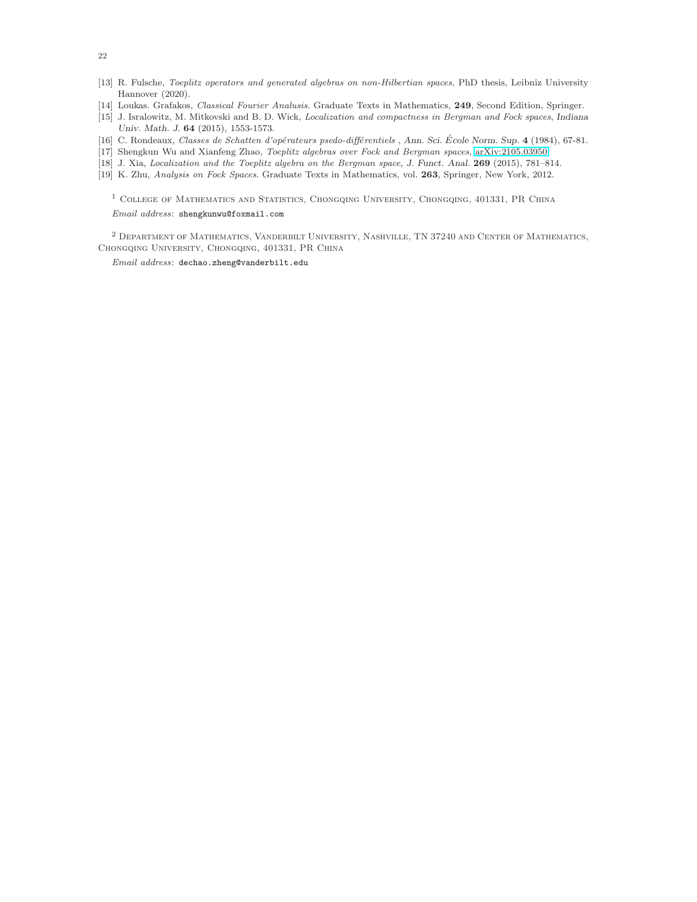[13] R. Fulsche, *Toeplitz operators and generated algebras on non-Hilbertian spaces*, PhD thesis, Leibniz University Hannover (2020).

[14] Loukas. Grafakos, *Classical Fourier Analusis*. Graduate Texts in Mathematics, **249**, Second Edition, Springer.

[15] J. Isralowitz, M. Mitkovski and B. D. Wick, *Localization and compactness in Bergman and Fock spaces*, *Indiana Univ. Math. J.* **64** (2015), 1553-1573.

[16] C. Rondeaux, *Classes de Schatten d'opérateurs psedo-différentiels* , *Ann. Sci. École Norm. Sup.* **4** (1984), 67-81.

[17] Shengkun Wu and Xianfeng Zhao, *Toeplitz algebras over Fock and Bergman spaces*, arXiv:2105.03950

[18] J. Xia, *Localization and the Toeplitz algebra on the Bergman space*, *J. Funct. Anal.* **269** (2015), 781–814.

[19] K. Zhu, *Analysis on Fock Spaces*. Graduate Texts in Mathematics, vol. **263**, Springer, New York, 2012.

[1] College of Mathematics and Statistics, Chongqing University, Chongqing, 401331, PR China

*Email address*: `shengkunwu@foxmail.com`

[2] Department of Mathematics, Vanderbilt University, Nashville, TN 37240 and Center of Mathematics, Chongqing University, Chongqing, 401331, PR China

*Email address*: `dechao.zheng@vanderbilt.edu`